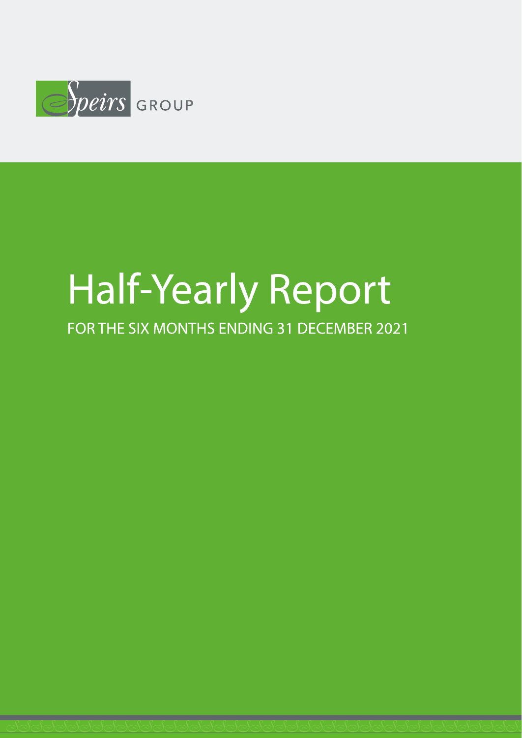Speirs GROUP

# Half-Yearly Report

## FOR THE SIX MONTHS ENDING 31 DECEMBER 2021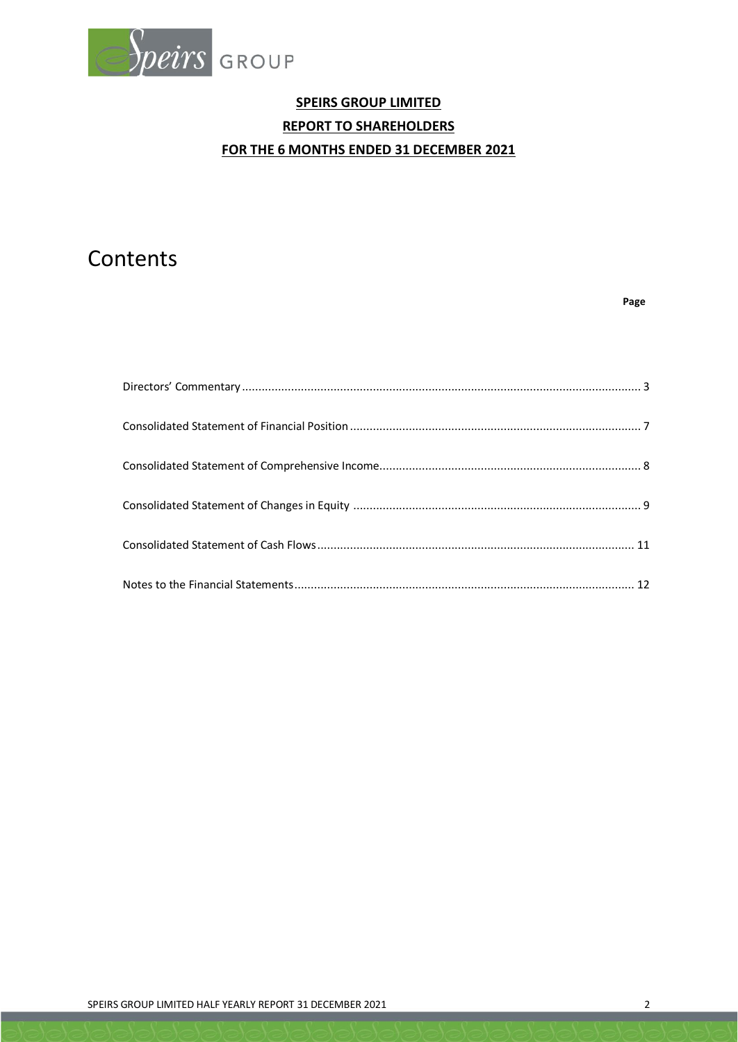**SPEIRS GROUP LIMITED**

**REPORT TO SHAREHOLDERS**

**FOR THE 6 MONTHS ENDED 31 DECEMBER 2021**

# Contents

| | Page |
|---|---|
| Directors' Commentary | 3 |
| Consolidated Statement of Financial Position | 7 |
| Consolidated Statement of Comprehensive Income | 8 |
| Consolidated Statement of Changes in Equity | 9 |
| Consolidated Statement of Cash Flows | 11 |
| Notes to the Financial Statements | 12 |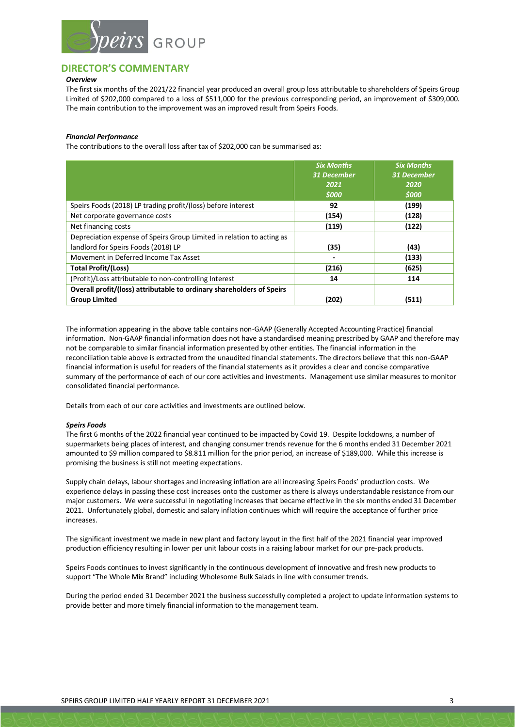## DIRECTOR'S COMMENTARY

***Overview***

The first six months of the 2021/22 financial year produced an overall group loss attributable to shareholders of Speirs Group Limited of $202,000 compared to a loss of $511,000 for the previous corresponding period, an improvement of $309,000. The main contribution to the improvement was an improved result from Speirs Foods.

***Financial Performance***

The contributions to the overall loss after tax of $202,000 can be summarised as:

| | *Six Months 31 December 2021 $000* | *Six Months 31 December 2020 $000* |
|---|---|---|
| Speirs Foods (2018) LP trading profit/(loss) before interest | **92** | **(199)** |
| Net corporate governance costs | **(154)** | **(128)** |
| Net financing costs | **(119)** | **(122)** |
| Depreciation expense of Speirs Group Limited in relation to acting as landlord for Speirs Foods (2018) LP | **(35)** | **(43)** |
| Movement in Deferred Income Tax Asset | **-** | **(133)** |
| **Total Profit/(Loss)** | **(216)** | **(625)** |
| (Profit)/Loss attributable to non-controlling Interest | **14** | **114** |
| **Overall profit/(loss) attributable to ordinary shareholders of Speirs Group Limited** | **(202)** | **(511)** |

The information appearing in the above table contains non-GAAP (Generally Accepted Accounting Practice) financial information. Non-GAAP financial information does not have a standardised meaning prescribed by GAAP and therefore may not be comparable to similar financial information presented by other entities. The financial information in the reconciliation table above is extracted from the unaudited financial statements. The directors believe that this non-GAAP financial information is useful for readers of the financial statements as it provides a clear and concise comparative summary of the performance of each of our core activities and investments. Management use similar measures to monitor consolidated financial performance.

Details from each of our core activities and investments are outlined below.

***Speirs Foods***

The first 6 months of the 2022 financial year continued to be impacted by Covid 19. Despite lockdowns, a number of supermarkets being places of interest, and changing consumer trends revenue for the 6 months ended 31 December 2021 amounted to $9 million compared to $8.811 million for the prior period, an increase of $189,000. While this increase is promising the business is still not meeting expectations.

Supply chain delays, labour shortages and increasing inflation are all increasing Speirs Foods' production costs. We experience delays in passing these cost increases onto the customer as there is always understandable resistance from our major customers. We were successful in negotiating increases that became effective in the six months ended 31 December 2021. Unfortunately global, domestic and salary inflation continues which will require the acceptance of further price increases.

The significant investment we made in new plant and factory layout in the first half of the 2021 financial year improved production efficiency resulting in lower per unit labour costs in a raising labour market for our pre-pack products.

Speirs Foods continues to invest significantly in the continuous development of innovative and fresh new products to support "The Whole Mix Brand" including Wholesome Bulk Salads in line with consumer trends.

During the period ended 31 December 2021 the business successfully completed a project to update information systems to provide better and more timely financial information to the management team.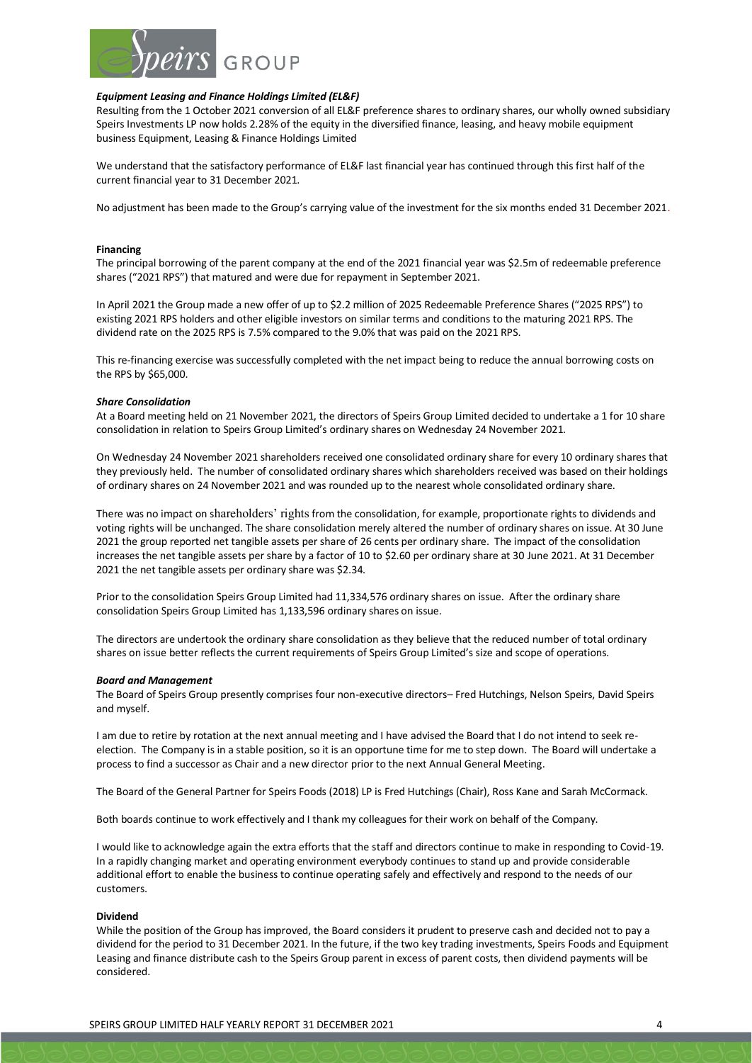### *Equipment Leasing and Finance Holdings Limited (EL&F)*

Resulting from the 1 October 2021 conversion of all EL&F preference shares to ordinary shares, our wholly owned subsidiary Speirs Investments LP now holds 2.28% of the equity in the diversified finance, leasing, and heavy mobile equipment business Equipment, Leasing & Finance Holdings Limited

We understand that the satisfactory performance of EL&F last financial year has continued through this first half of the current financial year to 31 December 2021.

No adjustment has been made to the Group's carrying value of the investment for the six months ended 31 December 2021.

### Financing

The principal borrowing of the parent company at the end of the 2021 financial year was $2.5m of redeemable preference shares ("2021 RPS") that matured and were due for repayment in September 2021.

In April 2021 the Group made a new offer of up to $2.2 million of 2025 Redeemable Preference Shares ("2025 RPS") to existing 2021 RPS holders and other eligible investors on similar terms and conditions to the maturing 2021 RPS. The dividend rate on the 2025 RPS is 7.5% compared to the 9.0% that was paid on the 2021 RPS.

This re-financing exercise was successfully completed with the net impact being to reduce the annual borrowing costs on the RPS by $65,000.

### *Share Consolidation*

At a Board meeting held on 21 November 2021, the directors of Speirs Group Limited decided to undertake a 1 for 10 share consolidation in relation to Speirs Group Limited's ordinary shares on Wednesday 24 November 2021.

On Wednesday 24 November 2021 shareholders received one consolidated ordinary share for every 10 ordinary shares that they previously held. The number of consolidated ordinary shares which shareholders received was based on their holdings of ordinary shares on 24 November 2021 and was rounded up to the nearest whole consolidated ordinary share.

There was no impact on shareholders' rights from the consolidation, for example, proportionate rights to dividends and voting rights will be unchanged. The share consolidation merely altered the number of ordinary shares on issue. At 30 June 2021 the group reported net tangible assets per share of 26 cents per ordinary share. The impact of the consolidation increases the net tangible assets per share by a factor of 10 to $2.60 per ordinary share at 30 June 2021. At 31 December 2021 the net tangible assets per ordinary share was $2.34.

Prior to the consolidation Speirs Group Limited had 11,334,576 ordinary shares on issue. After the ordinary share consolidation Speirs Group Limited has 1,133,596 ordinary shares on issue.

The directors are undertook the ordinary share consolidation as they believe that the reduced number of total ordinary shares on issue better reflects the current requirements of Speirs Group Limited's size and scope of operations.

### *Board and Management*

The Board of Speirs Group presently comprises four non-executive directors– Fred Hutchings, Nelson Speirs, David Speirs and myself.

I am due to retire by rotation at the next annual meeting and I have advised the Board that I do not intend to seek re-election. The Company is in a stable position, so it is an opportune time for me to step down. The Board will undertake a process to find a successor as Chair and a new director prior to the next Annual General Meeting.

The Board of the General Partner for Speirs Foods (2018) LP is Fred Hutchings (Chair), Ross Kane and Sarah McCormack.

Both boards continue to work effectively and I thank my colleagues for their work on behalf of the Company.

I would like to acknowledge again the extra efforts that the staff and directors continue to make in responding to Covid-19. In a rapidly changing market and operating environment everybody continues to stand up and provide considerable additional effort to enable the business to continue operating safely and effectively and respond to the needs of our customers.

### Dividend

While the position of the Group has improved, the Board considers it prudent to preserve cash and decided not to pay a dividend for the period to 31 December 2021. In the future, if the two key trading investments, Speirs Foods and Equipment Leasing and finance distribute cash to the Speirs Group parent in excess of parent costs, then dividend payments will be considered.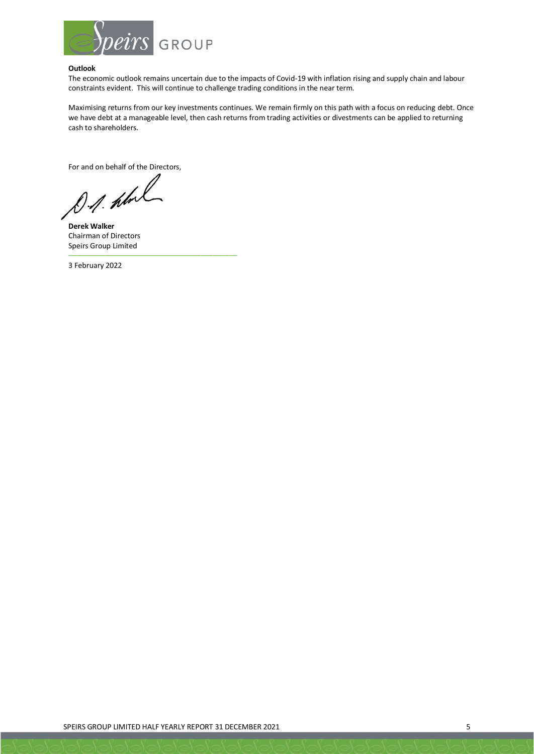**Outlook**

The economic outlook remains uncertain due to the impacts of Covid-19 with inflation rising and supply chain and labour constraints evident. This will continue to challenge trading conditions in the near term.

Maximising returns from our key investments continues. We remain firmly on this path with a focus on reducing debt. Once we have debt at a manageable level, then cash returns from trading activities or divestments can be applied to returning cash to shareholders.

For and on behalf of the Directors,

**Derek Walker**
Chairman of Directors
Speirs Group Limited

3 February 2022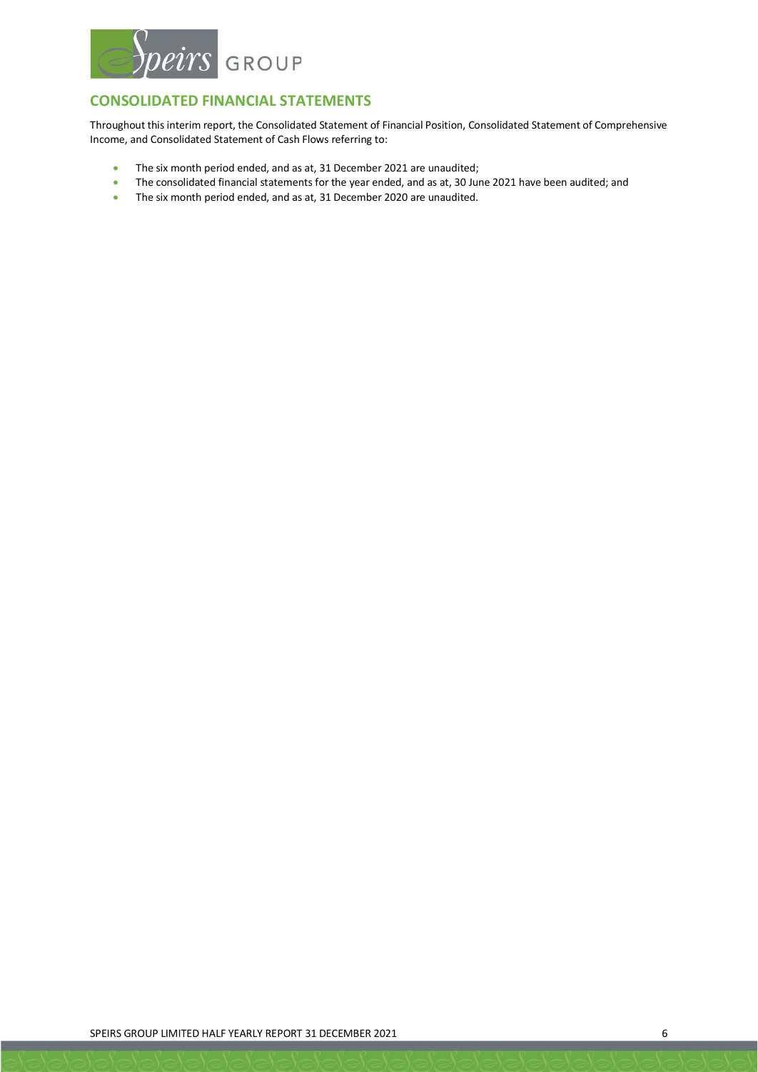## CONSOLIDATED FINANCIAL STATEMENTS

Throughout this interim report, the Consolidated Statement of Financial Position, Consolidated Statement of Comprehensive Income, and Consolidated Statement of Cash Flows referring to:

- The six month period ended, and as at, 31 December 2021 are unaudited;
- The consolidated financial statements for the year ended, and as at, 30 June 2021 have been audited; and
- The six month period ended, and as at, 31 December 2020 are unaudited.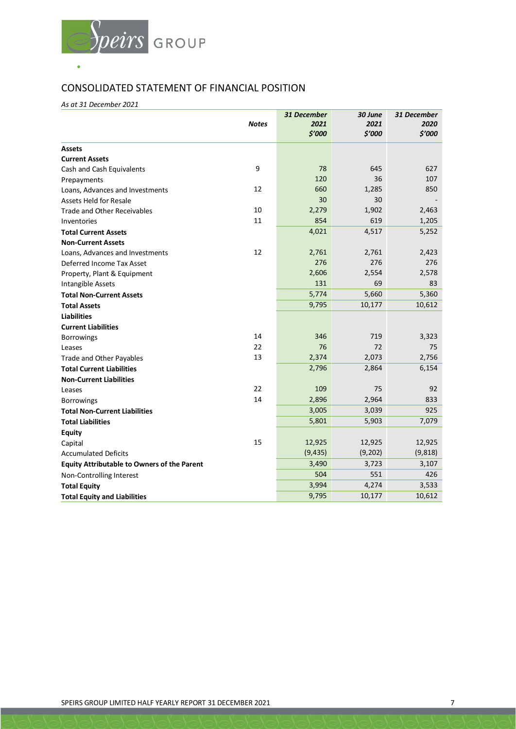## CONSOLIDATED STATEMENT OF FINANCIAL POSITION

*As at 31 December 2021*

| | Notes | 31 December 2021 $'000 | 30 June 2021 $'000 | 31 December 2020 $'000 |
|---|---|---|---|---|
| **Assets** | | | | |
| **Current Assets** | | | | |
| Cash and Cash Equivalents | 9 | 78 | 645 | 627 |
| Prepayments | | 120 | 36 | 107 |
| Loans, Advances and Investments | 12 | 660 | 1,285 | 850 |
| Assets Held for Resale | | 30 | 30 | - |
| Trade and Other Receivables | 10 | 2,279 | 1,902 | 2,463 |
| Inventories | 11 | 854 | 619 | 1,205 |
| **Total Current Assets** | | 4,021 | 4,517 | 5,252 |
| **Non-Current Assets** | | | | |
| Loans, Advances and Investments | 12 | 2,761 | 2,761 | 2,423 |
| Deferred Income Tax Asset | | 276 | 276 | 276 |
| Property, Plant & Equipment | | 2,606 | 2,554 | 2,578 |
| Intangible Assets | | 131 | 69 | 83 |
| **Total Non-Current Assets** | | 5,774 | 5,660 | 5,360 |
| **Total Assets** | | 9,795 | 10,177 | 10,612 |
| **Liabilities** | | | | |
| **Current Liabilities** | | | | |
| Borrowings | 14 | 346 | 719 | 3,323 |
| Leases | 22 | 76 | 72 | 75 |
| Trade and Other Payables | 13 | 2,374 | 2,073 | 2,756 |
| **Total Current Liabilities** | | 2,796 | 2,864 | 6,154 |
| **Non-Current Liabilities** | | | | |
| Leases | 22 | 109 | 75 | 92 |
| Borrowings | 14 | 2,896 | 2,964 | 833 |
| **Total Non-Current Liabilities** | | 3,005 | 3,039 | 925 |
| **Total Liabilities** | | 5,801 | 5,903 | 7,079 |
| **Equity** | | | | |
| Capital | 15 | 12,925 | 12,925 | 12,925 |
| Accumulated Deficits | | (9,435) | (9,202) | (9,818) |
| **Equity Attributable to Owners of the Parent** | | 3,490 | 3,723 | 3,107 |
| Non-Controlling Interest | | 504 | 551 | 426 |
| **Total Equity** | | 3,994 | 4,274 | 3,533 |
| **Total Equity and Liabilities** | | 9,795 | 10,177 | 10,612 |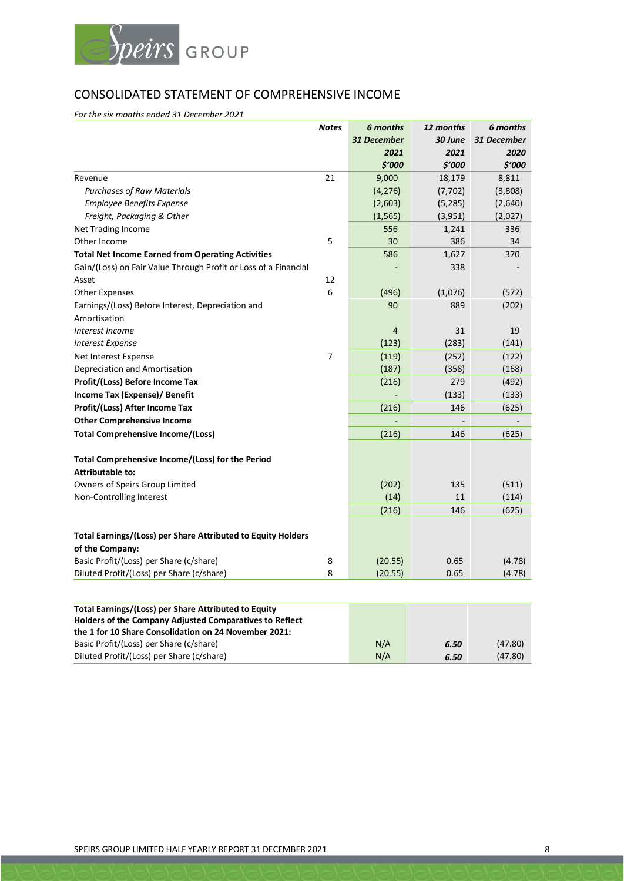## CONSOLIDATED STATEMENT OF COMPREHENSIVE INCOME

*For the six months ended 31 December 2021*

| | *Notes* | *6 months 31 December 2021 $'000* | *12 months 30 June 2021 $'000* | *6 months 31 December 2020 $'000* |
|---|---|---|---|---|
| Revenue | 21 | 9,000 | 18,179 | 8,811 |
| *Purchases of Raw Materials* | | (4,276) | (7,702) | (3,808) |
| *Employee Benefits Expense* | | (2,603) | (5,285) | (2,640) |
| *Freight, Packaging & Other* | | (1,565) | (3,951) | (2,027) |
| Net Trading Income | | 556 | 1,241 | 336 |
| Other Income | 5 | 30 | 386 | 34 |
| **Total Net Income Earned from Operating Activities** | | 586 | 1,627 | 370 |
| Gain/(Loss) on Fair Value Through Profit or Loss of a Financial Asset | 12 | - | 338 | - |
| Other Expenses | 6 | (496) | (1,076) | (572) |
| Earnings/(Loss) Before Interest, Depreciation and Amortisation | | 90 | 889 | (202) |
| *Interest Income* | | 4 | 31 | 19 |
| *Interest Expense* | | (123) | (283) | (141) |
| Net Interest Expense | 7 | (119) | (252) | (122) |
| Depreciation and Amortisation | | (187) | (358) | (168) |
| **Profit/(Loss) Before Income Tax** | | (216) | 279 | (492) |
| **Income Tax (Expense)/ Benefit** | | - | (133) | (133) |
| **Profit/(Loss) After Income Tax** | | (216) | 146 | (625) |
| **Other Comprehensive Income** | | - | - | - |
| **Total Comprehensive Income/(Loss)** | | (216) | 146 | (625) |
| | | | | |
| **Total Comprehensive Income/(Loss) for the Period Attributable to:** | | | | |
| Owners of Speirs Group Limited | | (202) | 135 | (511) |
| Non-Controlling Interest | | (14) | 11 | (114) |
| | | (216) | 146 | (625) |
| | | | | |
| **Total Earnings/(Loss) per Share Attributed to Equity Holders of the Company:** | | | | |
| Basic Profit/(Loss) per Share (c/share) | 8 | (20.55) | 0.65 | (4.78) |
| Diluted Profit/(Loss) per Share (c/share) | 8 | (20.55) | 0.65 | (4.78) |

| **Total Earnings/(Loss) per Share Attributed to Equity Holders of the Company Adjusted Comparatives to Reflect the 1 for 10 Share Consolidation on 24 November 2021:** | | | |
|---|---|---|---|
| Basic Profit/(Loss) per Share (c/share) | N/A | ***6.50*** | (47.80) |
| Diluted Profit/(Loss) per Share (c/share) | N/A | ***6.50*** | (47.80) |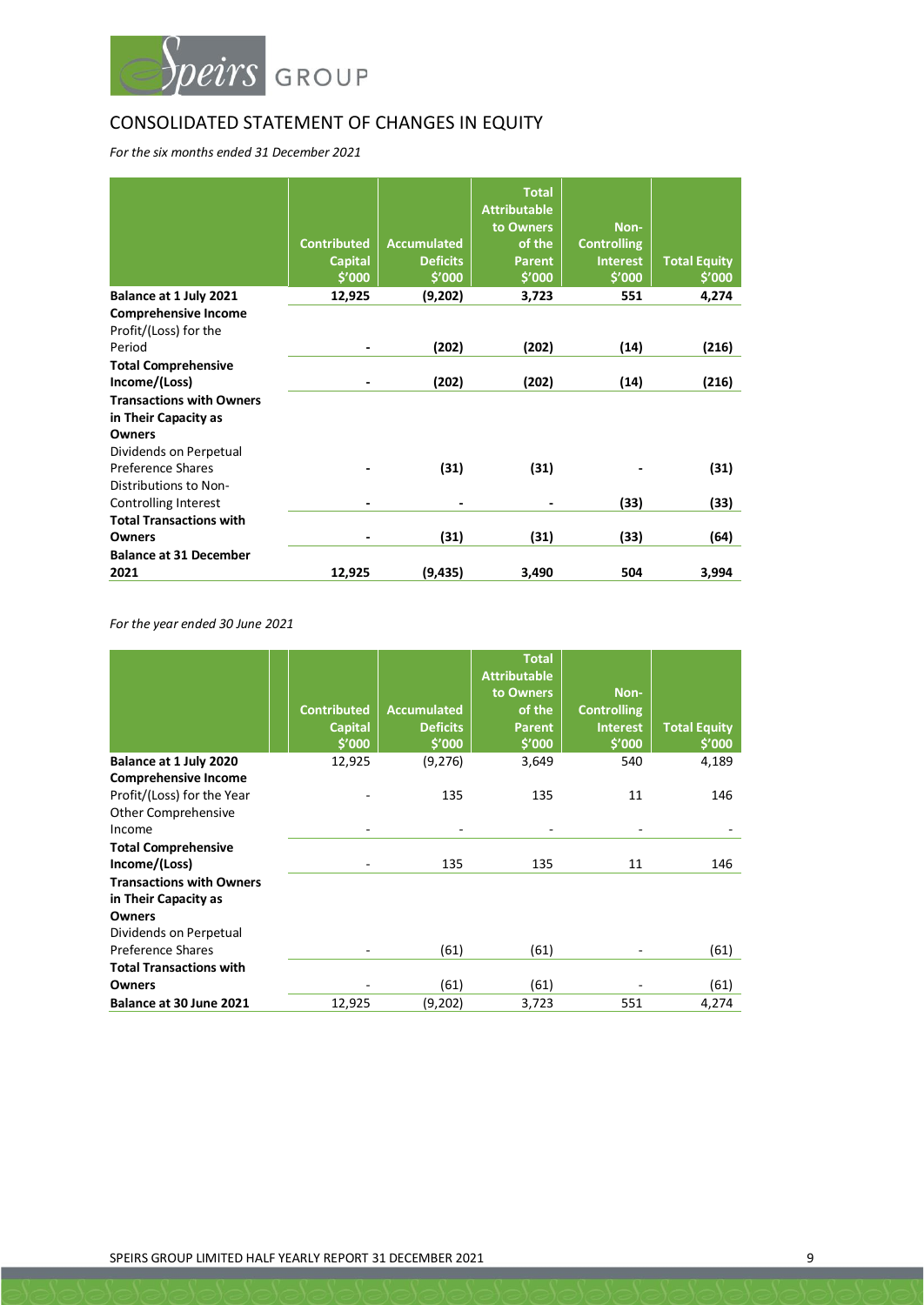## CONSOLIDATED STATEMENT OF CHANGES IN EQUITY

*For the six months ended 31 December 2021*

| | Contributed Capital $'000 | Accumulated Deficits $'000 | Total Attributable to Owners of the Parent $'000 | Non-Controlling Interest $'000 | Total Equity $'000 |
|---|---|---|---|---|---|
| **Balance at 1 July 2021** | **12,925** | **(9,202)** | **3,723** | **551** | **4,274** |
| **Comprehensive Income** | | | | | |
| Profit/(Loss) for the Period | **-** | **(202)** | **(202)** | **(14)** | **(216)** |
| **Total Comprehensive Income/(Loss)** | **-** | **(202)** | **(202)** | **(14)** | **(216)** |
| **Transactions with Owners in Their Capacity as Owners** | | | | | |
| Dividends on Perpetual Preference Shares | **-** | **(31)** | **(31)** | **-** | **(31)** |
| Distributions to Non-Controlling Interest | **-** | **-** | **-** | **(33)** | **(33)** |
| **Total Transactions with Owners** | **-** | **(31)** | **(31)** | **(33)** | **(64)** |
| **Balance at 31 December 2021** | **12,925** | **(9,435)** | **3,490** | **504** | **3,994** |

*For the year ended 30 June 2021*

| | Contributed Capital $'000 | Accumulated Deficits $'000 | Total Attributable to Owners of the Parent $'000 | Non-Controlling Interest $'000 | Total Equity $'000 |
|---|---|---|---|---|---|
| **Balance at 1 July 2020** | 12,925 | (9,276) | 3,649 | 540 | 4,189 |
| **Comprehensive Income** | | | | | |
| Profit/(Loss) for the Year | - | 135 | 135 | 11 | 146 |
| Other Comprehensive Income | - | - | - | - | - |
| **Total Comprehensive Income/(Loss)** | - | 135 | 135 | 11 | 146 |
| **Transactions with Owners in Their Capacity as Owners** | | | | | |
| Dividends on Perpetual Preference Shares | - | (61) | (61) | - | (61) |
| **Total Transactions with Owners** | - | (61) | (61) | - | (61) |
| **Balance at 30 June 2021** | 12,925 | (9,202) | 3,723 | 551 | 4,274 |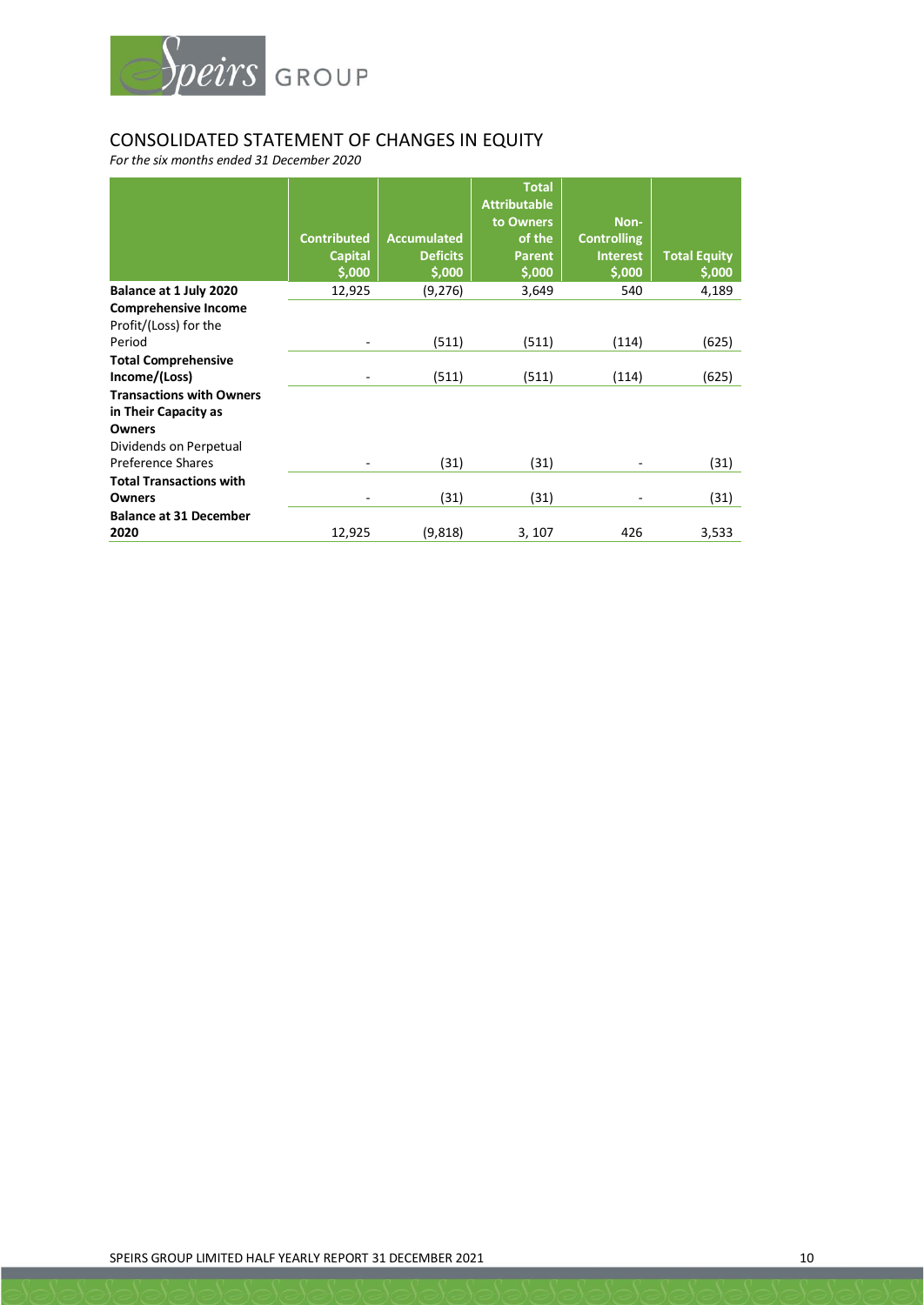## CONSOLIDATED STATEMENT OF CHANGES IN EQUITY

*For the six months ended 31 December 2020*

| | Contributed Capital $,000 | Accumulated Deficits $,000 | Total Attributable to Owners of the Parent $,000 | Non-Controlling Interest $,000 | Total Equity $,000 |
|---|---|---|---|---|---|
| **Balance at 1 July 2020** | 12,925 | (9,276) | 3,649 | 540 | 4,189 |
| **Comprehensive Income** | | | | | |
| Profit/(Loss) for the Period | - | (511) | (511) | (114) | (625) |
| **Total Comprehensive Income/(Loss)** | - | (511) | (511) | (114) | (625) |
| **Transactions with Owners in Their Capacity as Owners** | | | | | |
| Dividends on Perpetual Preference Shares | - | (31) | (31) | - | (31) |
| **Total Transactions with Owners** | - | (31) | (31) | - | (31) |
| **Balance at 31 December 2020** | 12,925 | (9,818) | 3, 107 | 426 | 3,533 |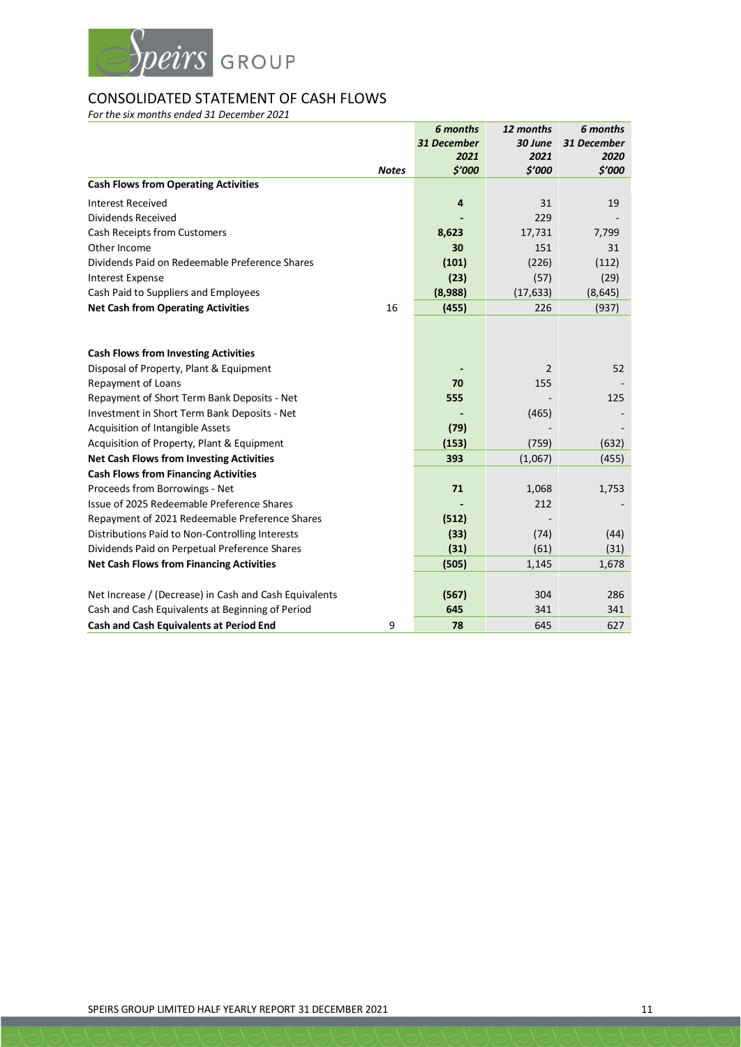## CONSOLIDATED STATEMENT OF CASH FLOWS

*For the six months ended 31 December 2021*

| | Notes | *6 months 31 December 2021 $'000* | *12 months 30 June 2021 $'000* | *6 months 31 December 2020 $'000* |
|---|---|---|---|---|
| **Cash Flows from Operating Activities** | | | | |
| Interest Received | | **4** | 31 | 19 |
| Dividends Received | | **-** | 229 | - |
| Cash Receipts from Customers | | **8,623** | 17,731 | 7,799 |
| Other Income | | **30** | 151 | 31 |
| Dividends Paid on Redeemable Preference Shares | | **(101)** | (226) | (112) |
| Interest Expense | | **(23)** | (57) | (29) |
| Cash Paid to Suppliers and Employees | | **(8,988)** | (17,633) | (8,645) |
| **Net Cash from Operating Activities** | 16 | **(455)** | 226 | (937) |
| | | | | |
| **Cash Flows from Investing Activities** | | | | |
| Disposal of Property, Plant & Equipment | | **-** | 2 | 52 |
| Repayment of Loans | | **70** | 155 | - |
| Repayment of Short Term Bank Deposits - Net | | **555** | - | 125 |
| Investment in Short Term Bank Deposits - Net | | **-** | (465) | - |
| Acquisition of Intangible Assets | | **(79)** | - | - |
| Acquisition of Property, Plant & Equipment | | **(153)** | (759) | (632) |
| **Net Cash Flows from Investing Activities** | | **393** | (1,067) | (455) |
| **Cash Flows from Financing Activities** | | | | |
| Proceeds from Borrowings - Net | | **71** | 1,068 | 1,753 |
| Issue of 2025 Redeemable Preference Shares | | **-** | 212 | - |
| Repayment of 2021 Redeemable Preference Shares | | **(512)** | - | |
| Distributions Paid to Non-Controlling Interests | | **(33)** | (74) | (44) |
| Dividends Paid on Perpetual Preference Shares | | **(31)** | (61) | (31) |
| **Net Cash Flows from Financing Activities** | | **(505)** | 1,145 | 1,678 |
| | | | | |
| Net Increase / (Decrease) in Cash and Cash Equivalents | | **(567)** | 304 | 286 |
| Cash and Cash Equivalents at Beginning of Period | | **645** | 341 | 341 |
| **Cash and Cash Equivalents at Period End** | 9 | **78** | 645 | 627 |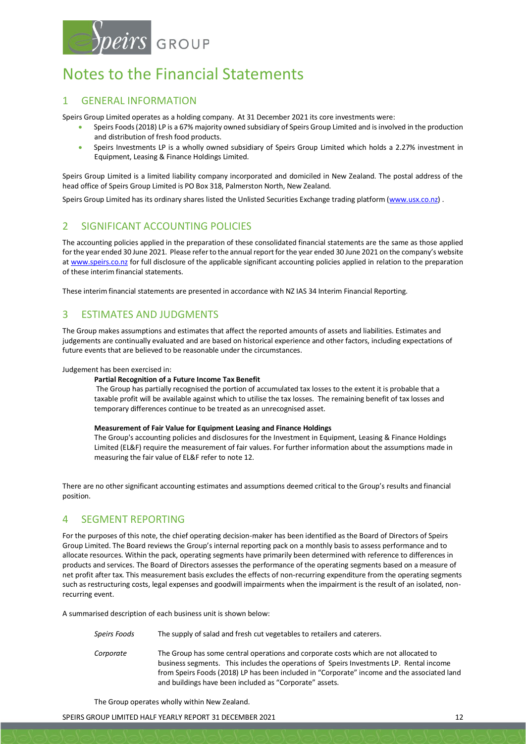# Notes to the Financial Statements

## 1 GENERAL INFORMATION

Speirs Group Limited operates as a holding company. At 31 December 2021 its core investments were:

- Speirs Foods (2018) LP is a 67% majority owned subsidiary of Speirs Group Limited and is involved in the production and distribution of fresh food products.
- Speirs Investments LP is a wholly owned subsidiary of Speirs Group Limited which holds a 2.27% investment in Equipment, Leasing & Finance Holdings Limited.

Speirs Group Limited is a limited liability company incorporated and domiciled in New Zealand. The postal address of the head office of Speirs Group Limited is PO Box 318, Palmerston North, New Zealand.

Speirs Group Limited has its ordinary shares listed the Unlisted Securities Exchange trading platform (www.usx.co.nz) .

## 2 SIGNIFICANT ACCOUNTING POLICIES

The accounting policies applied in the preparation of these consolidated financial statements are the same as those applied for the year ended 30 June 2021. Please refer to the annual report for the year ended 30 June 2021 on the company's website at www.speirs.co.nz for full disclosure of the applicable significant accounting policies applied in relation to the preparation of these interim financial statements.

These interim financial statements are presented in accordance with NZ IAS 34 Interim Financial Reporting.

## 3 ESTIMATES AND JUDGMENTS

The Group makes assumptions and estimates that affect the reported amounts of assets and liabilities. Estimates and judgements are continually evaluated and are based on historical experience and other factors, including expectations of future events that are believed to be reasonable under the circumstances.

Judgement has been exercised in:

**Partial Recognition of a Future Income Tax Benefit**

The Group has partially recognised the portion of accumulated tax losses to the extent it is probable that a taxable profit will be available against which to utilise the tax losses. The remaining benefit of tax losses and temporary differences continue to be treated as an unrecognised asset.

**Measurement of Fair Value for Equipment Leasing and Finance Holdings**

The Group's accounting policies and disclosures for the Investment in Equipment, Leasing & Finance Holdings Limited (EL&F) require the measurement of fair values. For further information about the assumptions made in measuring the fair value of EL&F refer to note 12.

There are no other significant accounting estimates and assumptions deemed critical to the Group's results and financial position.

## 4 SEGMENT REPORTING

For the purposes of this note, the chief operating decision-maker has been identified as the Board of Directors of Speirs Group Limited. The Board reviews the Group's internal reporting pack on a monthly basis to assess performance and to allocate resources. Within the pack, operating segments have primarily been determined with reference to differences in products and services. The Board of Directors assesses the performance of the operating segments based on a measure of net profit after tax. This measurement basis excludes the effects of non-recurring expenditure from the operating segments such as restructuring costs, legal expenses and goodwill impairments when the impairment is the result of an isolated, non-recurring event.

A summarised description of each business unit is shown below:

*Speirs Foods* — The supply of salad and fresh cut vegetables to retailers and caterers.

*Corporate* — The Group has some central operations and corporate costs which are not allocated to business segments. This includes the operations of Speirs Investments LP. Rental income from Speirs Foods (2018) LP has been included in "Corporate" income and the associated land and buildings have been included as "Corporate" assets.

The Group operates wholly within New Zealand.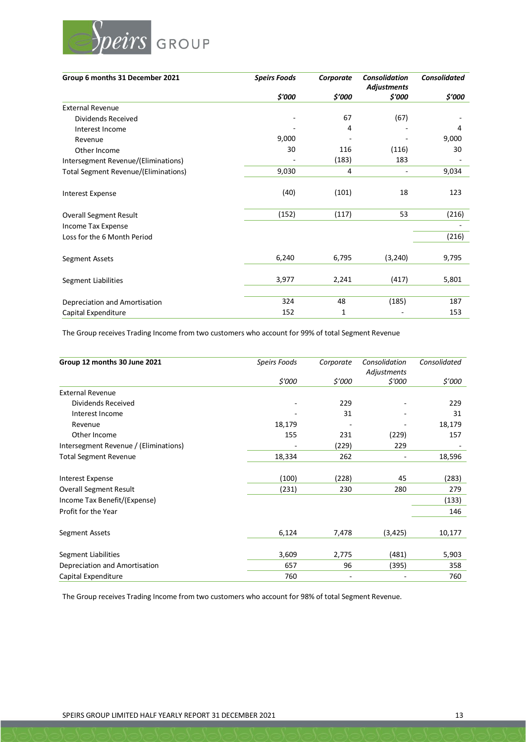| Group 6 months 31 December 2021 | *Speirs Foods* | *Corporate* | *Consolidation Adjustments* | *Consolidated* |
|---|---|---|---|---|
| | *$'000* | *$'000* | *$'000* | *$'000* |
| External Revenue | | | | |
| Dividends Received | - | 67 | (67) | - |
| Interest Income | - | 4 | - | 4 |
| Revenue | 9,000 | - | - | 9,000 |
| Other Income | 30 | 116 | (116) | 30 |
| Intersegment Revenue/(Eliminations) | - | (183) | 183 | - |
| Total Segment Revenue/(Eliminations) | 9,030 | 4 | - | 9,034 |
| Interest Expense | (40) | (101) | 18 | 123 |
| Overall Segment Result | (152) | (117) | 53 | (216) |
| Income Tax Expense | | | | - |
| Loss for the 6 Month Period | | | | (216) |
| Segment Assets | 6,240 | 6,795 | (3,240) | 9,795 |
| Segment Liabilities | 3,977 | 2,241 | (417) | 5,801 |
| Depreciation and Amortisation | 324 | 48 | (185) | 187 |
| Capital Expenditure | 152 | 1 | - | 153 |

The Group receives Trading Income from two customers who account for 99% of total Segment Revenue

| Group 12 months 30 June 2021 | *Speirs Foods* | *Corporate* | *Consolidation Adjustments* | *Consolidated* |
|---|---|---|---|---|
| | *$'000* | *$'000* | *$'000* | *$'000* |
| External Revenue | | | | |
| Dividends Received | - | 229 | - | 229 |
| Interest Income | - | 31 | - | 31 |
| Revenue | 18,179 | - | - | 18,179 |
| Other Income | 155 | 231 | (229) | 157 |
| Intersegment Revenue / (Eliminations) | - | (229) | 229 | - |
| Total Segment Revenue | 18,334 | 262 | - | 18,596 |
| Interest Expense | (100) | (228) | 45 | (283) |
| Overall Segment Result | (231) | 230 | 280 | 279 |
| Income Tax Benefit/(Expense) | | | | (133) |
| Profit for the Year | | | | 146 |
| Segment Assets | 6,124 | 7,478 | (3,425) | 10,177 |
| Segment Liabilities | 3,609 | 2,775 | (481) | 5,903 |
| Depreciation and Amortisation | 657 | 96 | (395) | 358 |
| Capital Expenditure | 760 | - | - | 760 |

The Group receives Trading Income from two customers who account for 98% of total Segment Revenue.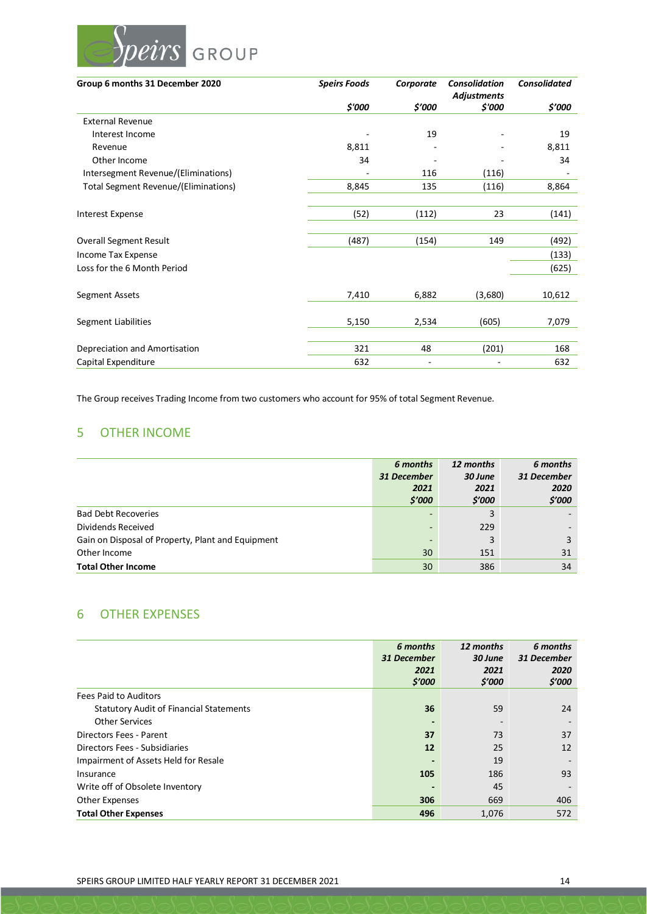| Group 6 months 31 December 2020 | *Speirs Foods* | *Corporate* | *Consolidation Adjustments* | *Consolidated* |
|---|---|---|---|---|
| | *$'000* | *$'000* | *$'000* | *$'000* |
| External Revenue | | | | |
| Interest Income | - | 19 | - | 19 |
| Revenue | 8,811 | - | - | 8,811 |
| Other Income | 34 | - | - | 34 |
| Intersegment Revenue/(Eliminations) | - | 116 | (116) | - |
| Total Segment Revenue/(Eliminations) | 8,845 | 135 | (116) | 8,864 |
| Interest Expense | (52) | (112) | 23 | (141) |
| Overall Segment Result | (487) | (154) | 149 | (492) |
| Income Tax Expense | | | | (133) |
| Loss for the 6 Month Period | | | | (625) |
| Segment Assets | 7,410 | 6,882 | (3,680) | 10,612 |
| Segment Liabilities | 5,150 | 2,534 | (605) | 7,079 |
| Depreciation and Amortisation | 321 | 48 | (201) | 168 |
| Capital Expenditure | 632 | - | - | 632 |

The Group receives Trading Income from two customers who account for 95% of total Segment Revenue.

## 5 OTHER INCOME

| | *6 months 31 December 2021 $'000* | *12 months 30 June 2021 $'000* | *6 months 31 December 2020 $'000* |
|---|---|---|---|
| Bad Debt Recoveries | - | 3 | - |
| Dividends Received | - | 229 | - |
| Gain on Disposal of Property, Plant and Equipment | - | 3 | 3 |
| Other Income | 30 | 151 | 31 |
| **Total Other Income** | 30 | 386 | 34 |

## 6 OTHER EXPENSES

| | *6 months 31 December 2021 $'000* | *12 months 30 June 2021 $'000* | *6 months 31 December 2020 $'000* |
|---|---|---|---|
| Fees Paid to Auditors | | | |
| Statutory Audit of Financial Statements | **36** | 59 | 24 |
| Other Services | **-** | - | - |
| Directors Fees - Parent | **37** | 73 | 37 |
| Directors Fees - Subsidiaries | **12** | 25 | 12 |
| Impairment of Assets Held for Resale | **-** | 19 | - |
| Insurance | **105** | 186 | 93 |
| Write off of Obsolete Inventory | **-** | 45 | - |
| Other Expenses | **306** | 669 | 406 |
| **Total Other Expenses** | **496** | 1,076 | 572 |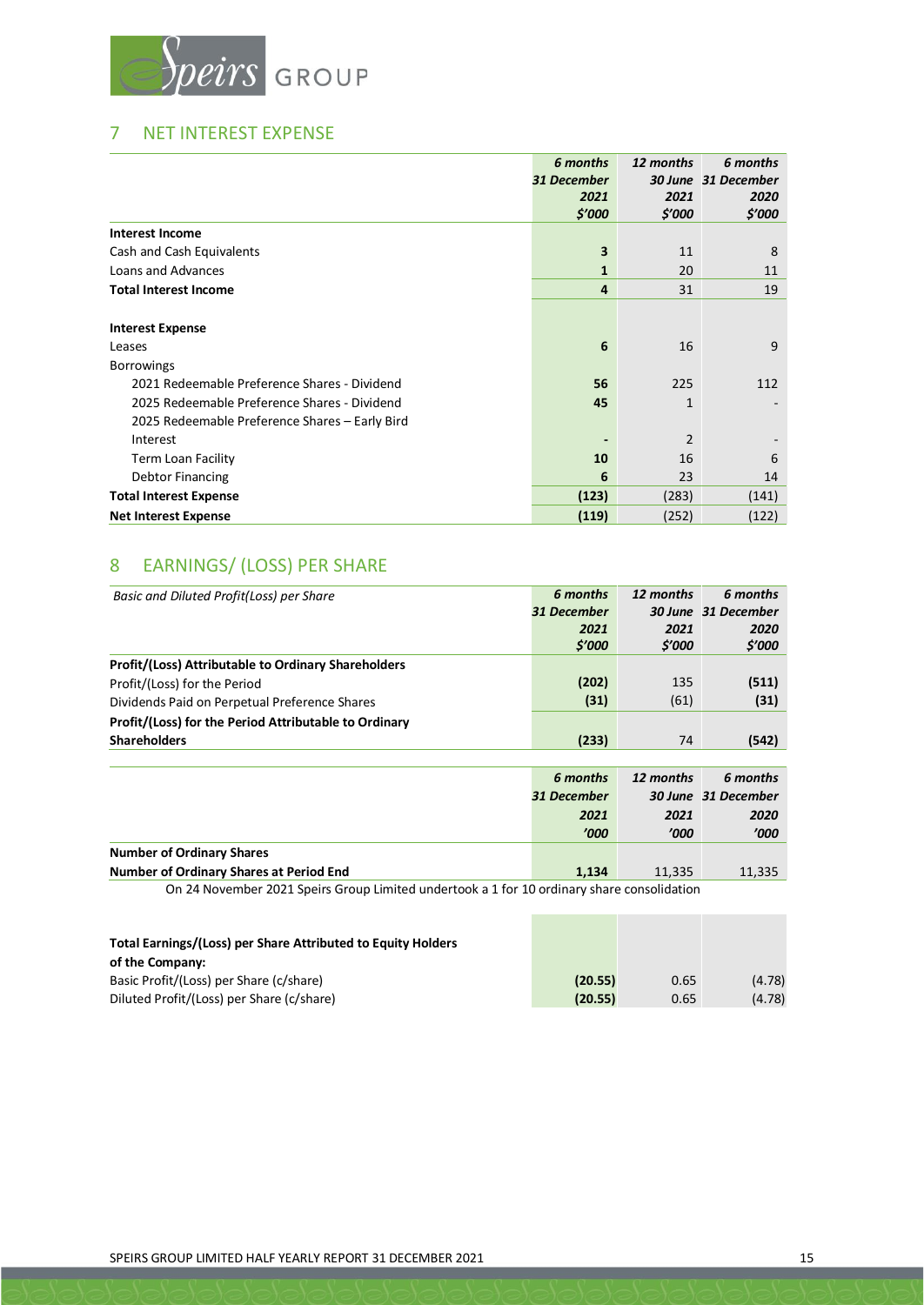## 7 NET INTEREST EXPENSE

| | 6 months 31 December 2021 $'000 | 12 months 30 June 2021 $'000 | 6 months 31 December 2020 $'000 |
|---|---|---|---|
| **Interest Income** | | | |
| Cash and Cash Equivalents | **3** | 11 | 8 |
| Loans and Advances | **1** | 20 | 11 |
| **Total Interest Income** | **4** | 31 | 19 |
| | | | |
| **Interest Expense** | | | |
| Leases | **6** | 16 | 9 |
| Borrowings | | | |
| 2021 Redeemable Preference Shares - Dividend | **56** | 225 | 112 |
| 2025 Redeemable Preference Shares - Dividend | **45** | 1 | - |
| 2025 Redeemable Preference Shares – Early Bird Interest | **-** | 2 | - |
| Term Loan Facility | **10** | 16 | 6 |
| Debtor Financing | **6** | 23 | 14 |
| **Total Interest Expense** | **(123)** | (283) | (141) |
| **Net Interest Expense** | **(119)** | (252) | (122) |

## 8 EARNINGS/ (LOSS) PER SHARE

| *Basic and Diluted Profit(Loss) per Share* | 6 months 31 December 2021 $'000 | 12 months 30 June 2021 $'000 | 6 months 31 December 2020 $'000 |
|---|---|---|---|
| **Profit/(Loss) Attributable to Ordinary Shareholders** | | | |
| Profit/(Loss) for the Period | **(202)** | 135 | **(511)** |
| Dividends Paid on Perpetual Preference Shares | **(31)** | (61) | **(31)** |
| **Profit/(Loss) for the Period Attributable to Ordinary Shareholders** | **(233)** | 74 | **(542)** |

| | 6 months 31 December 2021 '000 | 12 months 30 June 2021 '000 | 6 months 31 December 2020 '000 |
|---|---|---|---|
| **Number of Ordinary Shares** | | | |
| **Number of Ordinary Shares at Period End** | **1,134** | 11,335 | 11,335 |

On 24 November 2021 Speirs Group Limited undertook a 1 for 10 ordinary share consolidation

| | | | |
|---|---|---|---|
| **Total Earnings/(Loss) per Share Attributed to Equity Holders of the Company:** | | | |
| Basic Profit/(Loss) per Share (c/share) | **(20.55)** | 0.65 | (4.78) |
| Diluted Profit/(Loss) per Share (c/share) | **(20.55)** | 0.65 | (4.78) |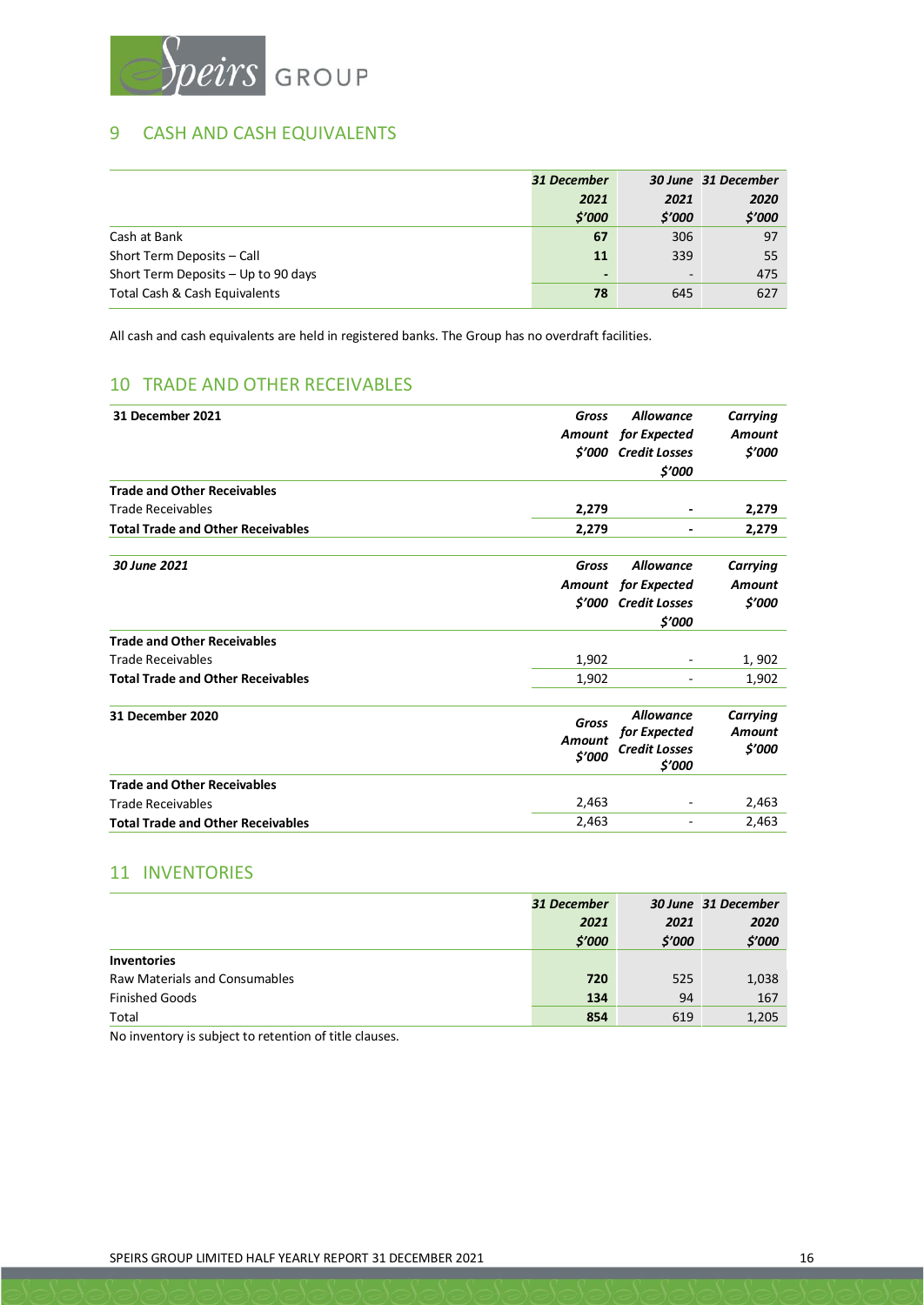## 9 CASH AND CASH EQUIVALENTS

| | *31 December 2021 $'000* | *30 June 2021 $'000* | *31 December 2020 $'000* |
|---|---|---|---|
| Cash at Bank | **67** | 306 | 97 |
| Short Term Deposits – Call | **11** | 339 | 55 |
| Short Term Deposits – Up to 90 days | **-** | - | 475 |
| Total Cash & Cash Equivalents | **78** | 645 | 627 |

All cash and cash equivalents are held in registered banks. The Group has no overdraft facilities.

## 10 TRADE AND OTHER RECEIVABLES

| **31 December 2021** | *Gross Amount $'000* | *Allowance for Expected Credit Losses $'000* | *Carrying Amount $'000* |
|---|---|---|---|
| **Trade and Other Receivables** | | | |
| Trade Receivables | **2,279** | **-** | **2,279** |
| **Total Trade and Other Receivables** | **2,279** | **-** | **2,279** |

| ***30 June 2021*** | *Gross Amount $'000* | *Allowance for Expected Credit Losses $'000* | *Carrying Amount $'000* |
|---|---|---|---|
| **Trade and Other Receivables** | | | |
| Trade Receivables | 1,902 | - | 1, 902 |
| **Total Trade and Other Receivables** | 1,902 | - | 1,902 |

| **31 December 2020** | *Gross Amount $'000* | *Allowance for Expected Credit Losses $'000* | *Carrying Amount $'000* |
|---|---|---|---|
| **Trade and Other Receivables** | | | |
| Trade Receivables | 2,463 | - | 2,463 |
| **Total Trade and Other Receivables** | 2,463 | - | 2,463 |

## 11 INVENTORIES

| | *31 December 2021 $'000* | *30 June 2021 $'000* | *31 December 2020 $'000* |
|---|---|---|---|
| **Inventories** | | | |
| Raw Materials and Consumables | **720** | 525 | 1,038 |
| Finished Goods | **134** | 94 | 167 |
| Total | **854** | 619 | 1,205 |

No inventory is subject to retention of title clauses.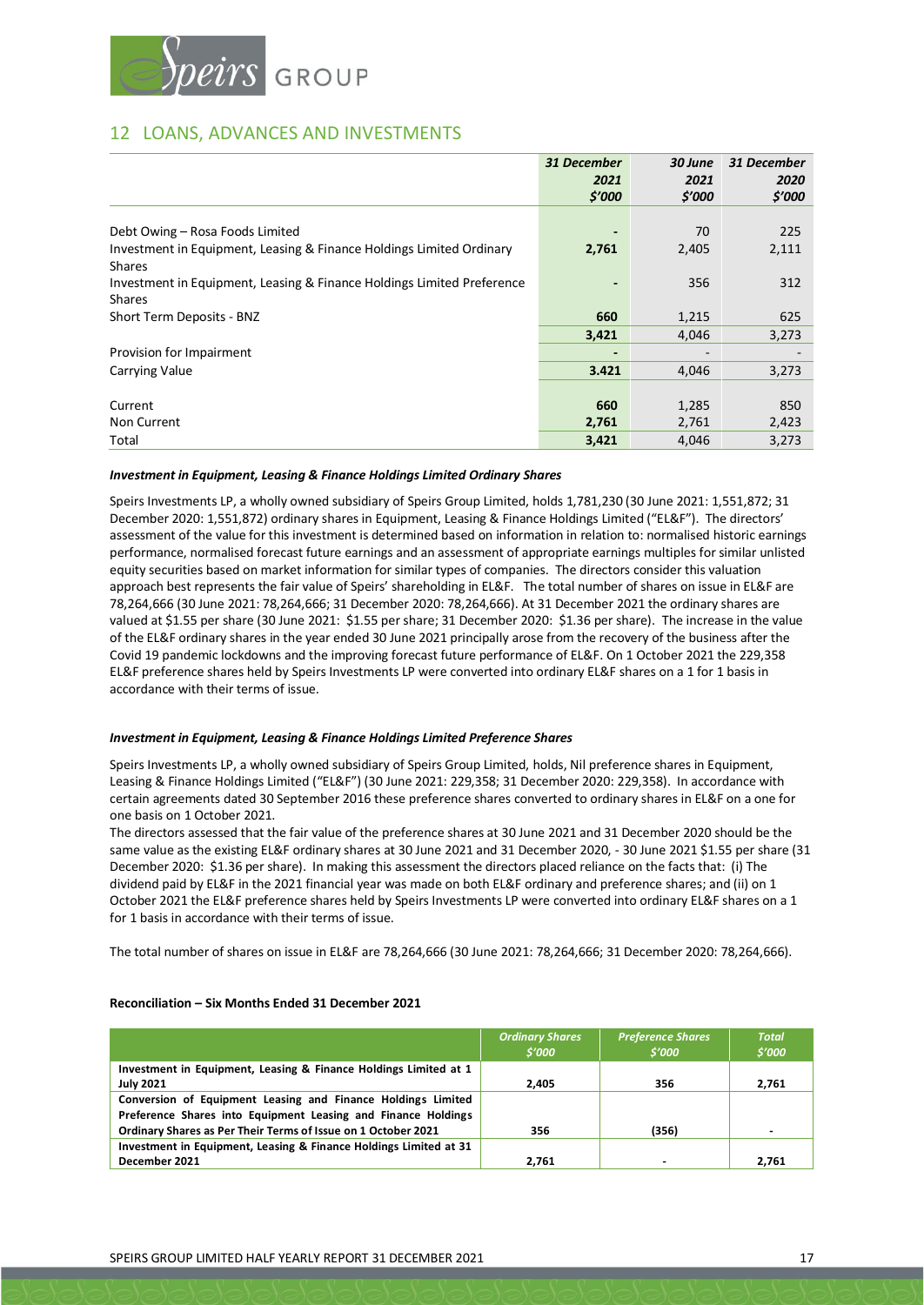## 12 LOANS, ADVANCES AND INVESTMENTS

| | *31 December 2021 $'000* | *30 June 2021 $'000* | *31 December 2020 $'000* |
|---|---|---|---|
| Debt Owing – Rosa Foods Limited | **-** | 70 | 225 |
| Investment in Equipment, Leasing & Finance Holdings Limited Ordinary Shares | **2,761** | 2,405 | 2,111 |
| Investment in Equipment, Leasing & Finance Holdings Limited Preference Shares | **-** | 356 | 312 |
| Short Term Deposits - BNZ | **660** | 1,215 | 625 |
| | **3,421** | 4,046 | 3,273 |
| Provision for Impairment | **-** | - | - |
| Carrying Value | **3.421** | 4,046 | 3,273 |
| | | | |
| Current | **660** | 1,285 | 850 |
| Non Current | **2,761** | 2,761 | 2,423 |
| Total | **3,421** | 4,046 | 3,273 |

***Investment in Equipment, Leasing & Finance Holdings Limited Ordinary Shares***

Speirs Investments LP, a wholly owned subsidiary of Speirs Group Limited, holds 1,781,230 (30 June 2021: 1,551,872; 31 December 2020: 1,551,872) ordinary shares in Equipment, Leasing & Finance Holdings Limited ("EL&F"). The directors' assessment of the value for this investment is determined based on information in relation to: normalised historic earnings performance, normalised forecast future earnings and an assessment of appropriate earnings multiples for similar unlisted equity securities based on market information for similar types of companies. The directors consider this valuation approach best represents the fair value of Speirs' shareholding in EL&F. The total number of shares on issue in EL&F are 78,264,666 (30 June 2021: 78,264,666; 31 December 2020: 78,264,666). At 31 December 2021 the ordinary shares are valued at $1.55 per share (30 June 2021: $1.55 per share; 31 December 2020: $1.36 per share). The increase in the value of the EL&F ordinary shares in the year ended 30 June 2021 principally arose from the recovery of the business after the Covid 19 pandemic lockdowns and the improving forecast future performance of EL&F. On 1 October 2021 the 229,358 EL&F preference shares held by Speirs Investments LP were converted into ordinary EL&F shares on a 1 for 1 basis in accordance with their terms of issue.

***Investment in Equipment, Leasing & Finance Holdings Limited Preference Shares***

Speirs Investments LP, a wholly owned subsidiary of Speirs Group Limited, holds, Nil preference shares in Equipment, Leasing & Finance Holdings Limited ("EL&F") (30 June 2021: 229,358; 31 December 2020: 229,358). In accordance with certain agreements dated 30 September 2016 these preference shares converted to ordinary shares in EL&F on a one for one basis on 1 October 2021.

The directors assessed that the fair value of the preference shares at 30 June 2021 and 31 December 2020 should be the same value as the existing EL&F ordinary shares at 30 June 2021 and 31 December 2020, - 30 June 2021 $1.55 per share (31 December 2020: $1.36 per share). In making this assessment the directors placed reliance on the facts that: (i) The dividend paid by EL&F in the 2021 financial year was made on both EL&F ordinary and preference shares; and (ii) on 1 October 2021 the EL&F preference shares held by Speirs Investments LP were converted into ordinary EL&F shares on a 1 for 1 basis in accordance with their terms of issue.

The total number of shares on issue in EL&F are 78,264,666 (30 June 2021: 78,264,666; 31 December 2020: 78,264,666).

**Reconciliation – Six Months Ended 31 December 2021**

| | *Ordinary Shares $'000* | *Preference Shares $'000* | *Total $'000* |
|---|---|---|---|
| **Investment in Equipment, Leasing & Finance Holdings Limited at 1 July 2021** | **2,405** | **356** | **2,761** |
| **Conversion of Equipment Leasing and Finance Holdings Limited Preference Shares into Equipment Leasing and Finance Holdings Ordinary Shares as Per Their Terms of Issue on 1 October 2021** | **356** | **(356)** | **-** |
| **Investment in Equipment, Leasing & Finance Holdings Limited at 31 December 2021** | **2,761** | **-** | **2,761** |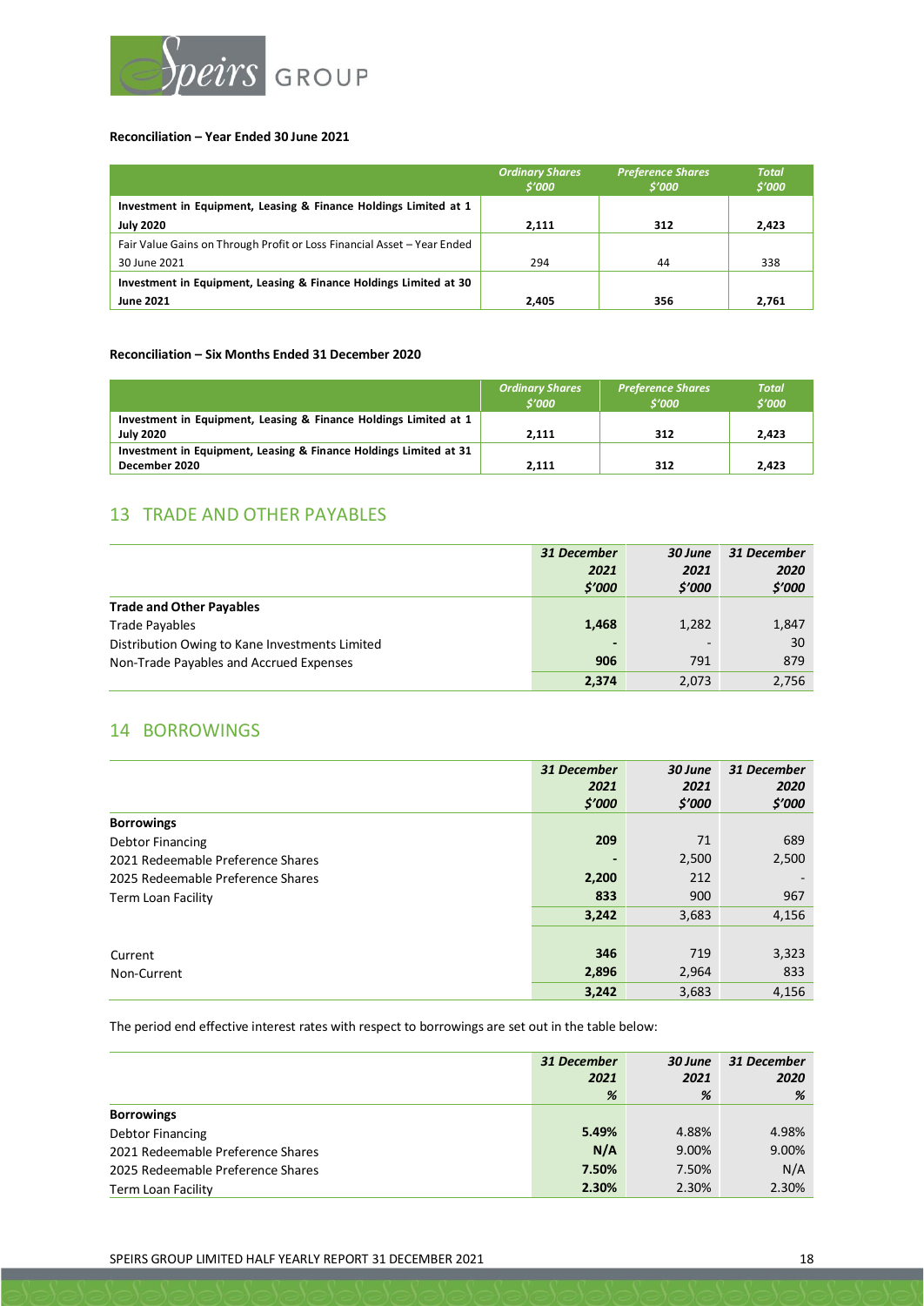**Reconciliation – Year Ended 30 June 2021**

| | *Ordinary Shares $'000* | *Preference Shares $'000* | *Total $'000* |
|---|---|---|---|
| **Investment in Equipment, Leasing & Finance Holdings Limited at 1 July 2020** | **2,111** | **312** | **2,423** |
| Fair Value Gains on Through Profit or Loss Financial Asset – Year Ended 30 June 2021 | 294 | 44 | 338 |
| **Investment in Equipment, Leasing & Finance Holdings Limited at 30 June 2021** | **2,405** | **356** | **2,761** |

**Reconciliation – Six Months Ended 31 December 2020**

| | *Ordinary Shares $'000* | *Preference Shares $'000* | *Total $'000* |
|---|---|---|---|
| **Investment in Equipment, Leasing & Finance Holdings Limited at 1 July 2020** | **2,111** | **312** | **2,423** |
| **Investment in Equipment, Leasing & Finance Holdings Limited at 31 December 2020** | **2,111** | **312** | **2,423** |

## 13 TRADE AND OTHER PAYABLES

| | *31 December 2021 $'000* | *30 June 2021 $'000* | *31 December 2020 $'000* |
|---|---|---|---|
| **Trade and Other Payables** | | | |
| Trade Payables | **1,468** | 1,282 | 1,847 |
| Distribution Owing to Kane Investments Limited | **-** | - | 30 |
| Non-Trade Payables and Accrued Expenses | **906** | 791 | 879 |
| | **2,374** | 2,073 | 2,756 |

## 14 BORROWINGS

| | *31 December 2021 $'000* | *30 June 2021 $'000* | *31 December 2020 $'000* |
|---|---|---|---|
| **Borrowings** | | | |
| Debtor Financing | **209** | 71 | 689 |
| 2021 Redeemable Preference Shares | **-** | 2,500 | 2,500 |
| 2025 Redeemable Preference Shares | **2,200** | 212 | - |
| Term Loan Facility | **833** | 900 | 967 |
| | **3,242** | 3,683 | 4,156 |
| | | | |
| Current | **346** | 719 | 3,323 |
| Non-Current | **2,896** | 2,964 | 833 |
| | **3,242** | 3,683 | 4,156 |

The period end effective interest rates with respect to borrowings are set out in the table below:

| | *31 December 2021 %* | *30 June 2021 %* | *31 December 2020 %* |
|---|---|---|---|
| **Borrowings** | | | |
| Debtor Financing | **5.49%** | 4.88% | 4.98% |
| 2021 Redeemable Preference Shares | **N/A** | 9.00% | 9.00% |
| 2025 Redeemable Preference Shares | **7.50%** | 7.50% | N/A |
| Term Loan Facility | **2.30%** | 2.30% | 2.30% |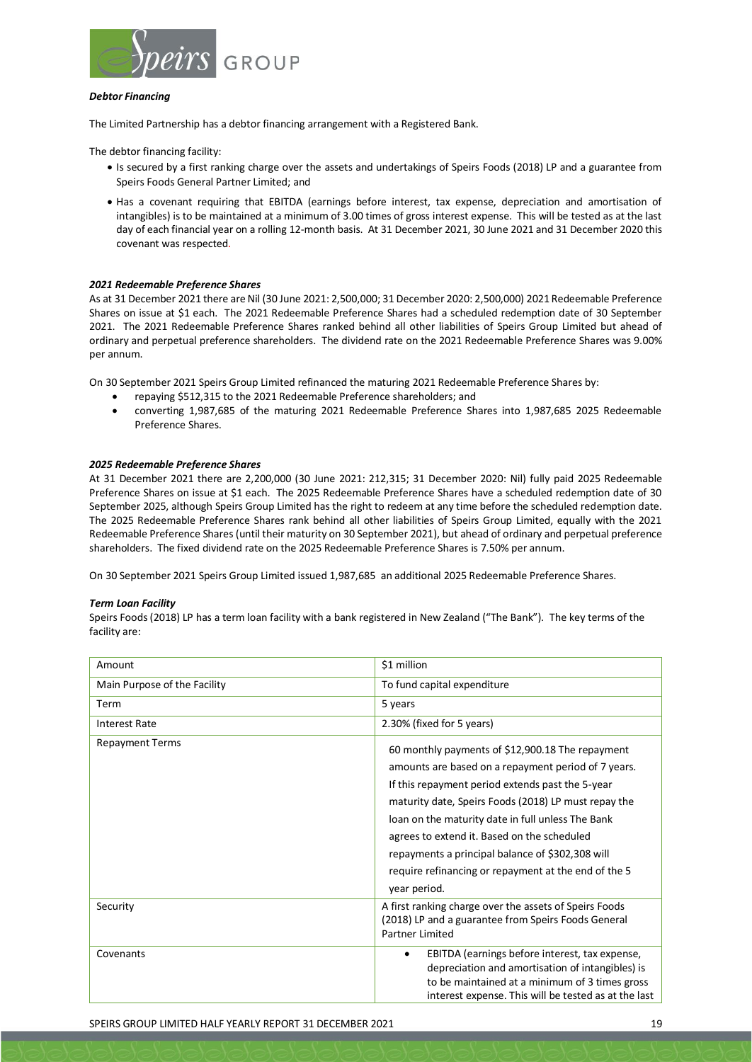***Debtor Financing***

The Limited Partnership has a debtor financing arrangement with a Registered Bank.

The debtor financing facility:

- Is secured by a first ranking charge over the assets and undertakings of Speirs Foods (2018) LP and a guarantee from Speirs Foods General Partner Limited; and
- Has a covenant requiring that EBITDA (earnings before interest, tax expense, depreciation and amortisation of intangibles) is to be maintained at a minimum of 3.00 times of gross interest expense. This will be tested as at the last day of each financial year on a rolling 12-month basis. At 31 December 2021, 30 June 2021 and 31 December 2020 this covenant was respected.

***2021 Redeemable Preference Shares***

As at 31 December 2021 there are Nil (30 June 2021: 2,500,000; 31 December 2020: 2,500,000) 2021 Redeemable Preference Shares on issue at $1 each. The 2021 Redeemable Preference Shares had a scheduled redemption date of 30 September 2021. The 2021 Redeemable Preference Shares ranked behind all other liabilities of Speirs Group Limited but ahead of ordinary and perpetual preference shareholders. The dividend rate on the 2021 Redeemable Preference Shares was 9.00% per annum.

On 30 September 2021 Speirs Group Limited refinanced the maturing 2021 Redeemable Preference Shares by:

- repaying $512,315 to the 2021 Redeemable Preference shareholders; and
- converting 1,987,685 of the maturing 2021 Redeemable Preference Shares into 1,987,685 2025 Redeemable Preference Shares.

***2025 Redeemable Preference Shares***

At 31 December 2021 there are 2,200,000 (30 June 2021: 212,315; 31 December 2020: Nil) fully paid 2025 Redeemable Preference Shares on issue at $1 each. The 2025 Redeemable Preference Shares have a scheduled redemption date of 30 September 2025, although Speirs Group Limited has the right to redeem at any time before the scheduled redemption date. The 2025 Redeemable Preference Shares rank behind all other liabilities of Speirs Group Limited, equally with the 2021 Redeemable Preference Shares (until their maturity on 30 September 2021), but ahead of ordinary and perpetual preference shareholders. The fixed dividend rate on the 2025 Redeemable Preference Shares is 7.50% per annum.

On 30 September 2021 Speirs Group Limited issued 1,987,685 an additional 2025 Redeemable Preference Shares.

***Term Loan Facility***

Speirs Foods (2018) LP has a term loan facility with a bank registered in New Zealand ("The Bank"). The key terms of the facility are:

| | |
|---|---|
| Amount | $1 million |
| Main Purpose of the Facility | To fund capital expenditure |
| Term | 5 years |
| Interest Rate | 2.30% (fixed for 5 years) |
| Repayment Terms | 60 monthly payments of $12,900.18 The repayment amounts are based on a repayment period of 7 years. If this repayment period extends past the 5-year maturity date, Speirs Foods (2018) LP must repay the loan on the maturity date in full unless The Bank agrees to extend it. Based on the scheduled repayments a principal balance of $302,308 will require refinancing or repayment at the end of the 5 year period. |
| Security | A first ranking charge over the assets of Speirs Foods (2018) LP and a guarantee from Speirs Foods General Partner Limited |
| Covenants | • EBITDA (earnings before interest, tax expense, depreciation and amortisation of intangibles) is to be maintained at a minimum of 3 times gross interest expense. This will be tested as at the last |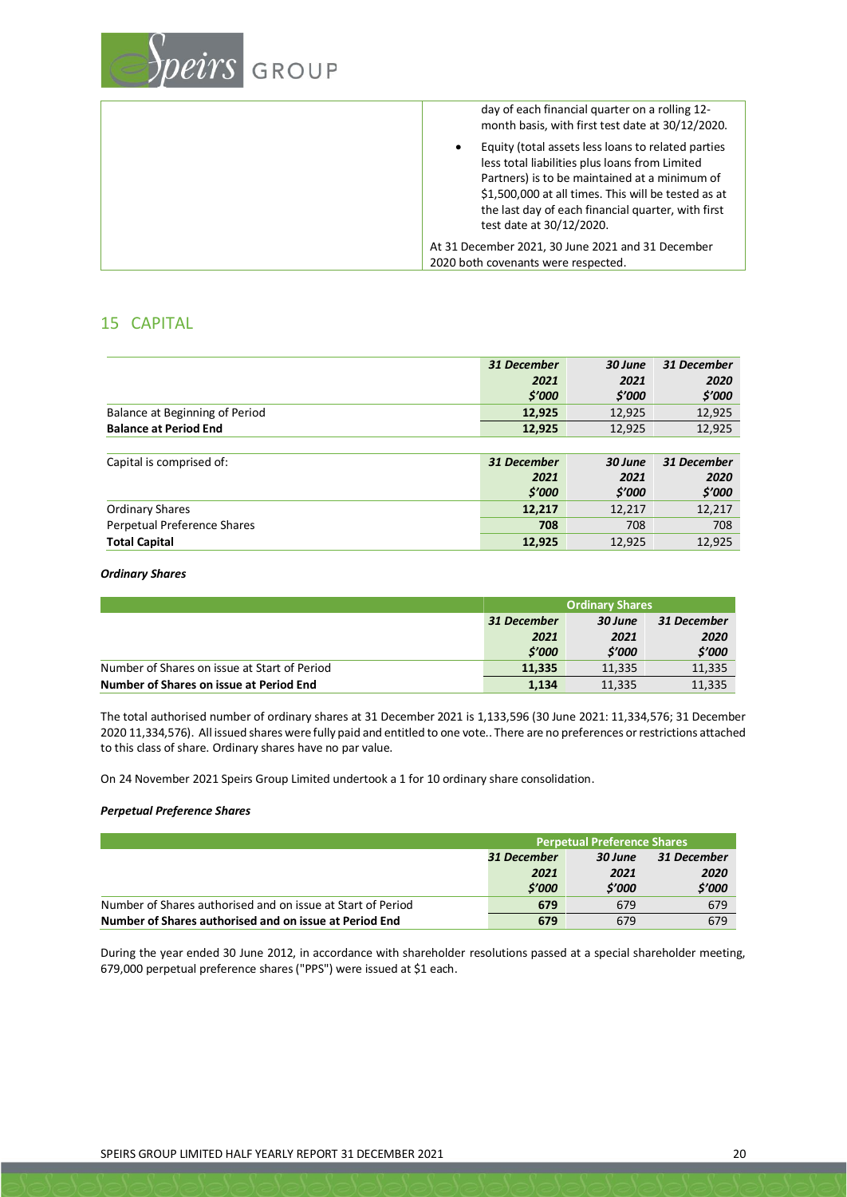| | day of each financial quarter on a rolling 12-month basis, with first test date at 30/12/2020.<br>• Equity (total assets less loans to related parties less total liabilities plus loans from Limited Partners) is to be maintained at a minimum of $1,500,000 at all times. This will be tested as at the last day of each financial quarter, with first test date at 30/12/2020.<br>At 31 December 2021, 30 June 2021 and 31 December 2020 both covenants were respected. |
|---|---|

## 15 CAPITAL

| | 31 December 2021 $'000 | 30 June 2021 $'000 | 31 December 2020 $'000 |
|---|---|---|---|
| Balance at Beginning of Period | **12,925** | 12,925 | 12,925 |
| **Balance at Period End** | **12,925** | 12,925 | 12,925 |

| Capital is comprised of: | 31 December 2021 $'000 | 30 June 2021 $'000 | 31 December 2020 $'000 |
|---|---|---|---|
| Ordinary Shares | **12,217** | 12,217 | 12,217 |
| Perpetual Preference Shares | **708** | 708 | 708 |
| **Total Capital** | **12,925** | 12,925 | 12,925 |

***Ordinary Shares***

| | Ordinary Shares | | |
|---|---|---|---|
| | 31 December 2021 $'000 | 30 June 2021 $'000 | 31 December 2020 $'000 |
| Number of Shares on issue at Start of Period | **11,335** | 11,335 | 11,335 |
| **Number of Shares on issue at Period End** | **1,134** | 11,335 | 11,335 |

The total authorised number of ordinary shares at 31 December 2021 is 1,133,596 (30 June 2021: 11,334,576; 31 December 2020 11,334,576). All issued shares were fully paid and entitled to one vote.. There are no preferences or restrictions attached to this class of share. Ordinary shares have no par value.

On 24 November 2021 Speirs Group Limited undertook a 1 for 10 ordinary share consolidation.

***Perpetual Preference Shares***

| | Perpetual Preference Shares | | |
|---|---|---|---|
| | 31 December 2021 $'000 | 30 June 2021 $'000 | 31 December 2020 $'000 |
| Number of Shares authorised and on issue at Start of Period | **679** | 679 | 679 |
| **Number of Shares authorised and on issue at Period End** | **679** | 679 | 679 |

During the year ended 30 June 2012, in accordance with shareholder resolutions passed at a special shareholder meeting, 679,000 perpetual preference shares ("PPS") were issued at $1 each.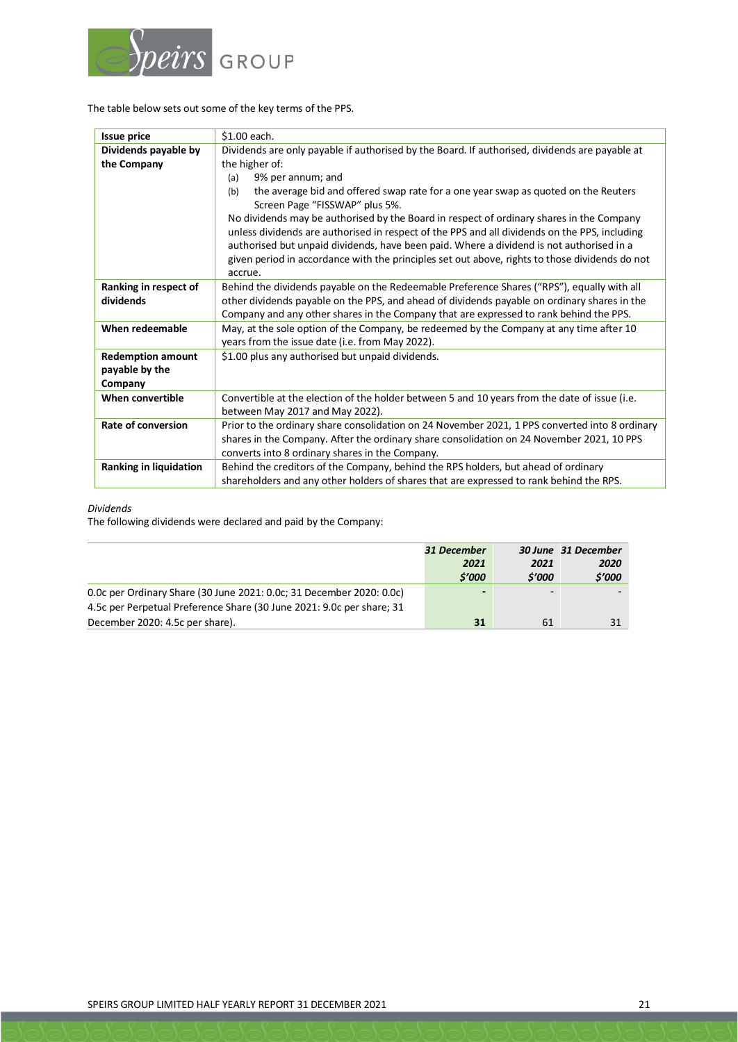The table below sets out some of the key terms of the PPS.

| | |
|---|---|
| **Issue price** | $1.00 each. |
| **Dividends payable by the Company** | Dividends are only payable if authorised by the Board. If authorised, dividends are payable at the higher of:<br>(a) 9% per annum; and<br>(b) the average bid and offered swap rate for a one year swap as quoted on the Reuters Screen Page "FISSWAP" plus 5%.<br>No dividends may be authorised by the Board in respect of ordinary shares in the Company unless dividends are authorised in respect of the PPS and all dividends on the PPS, including authorised but unpaid dividends, have been paid. Where a dividend is not authorised in a given period in accordance with the principles set out above, rights to those dividends do not accrue. |
| **Ranking in respect of dividends** | Behind the dividends payable on the Redeemable Preference Shares ("RPS"), equally with all other dividends payable on the PPS, and ahead of dividends payable on ordinary shares in the Company and any other shares in the Company that are expressed to rank behind the PPS. |
| **When redeemable** | May, at the sole option of the Company, be redeemed by the Company at any time after 10 years from the issue date (i.e. from May 2022). |
| **Redemption amount payable by the Company** | $1.00 plus any authorised but unpaid dividends. |
| **When convertible** | Convertible at the election of the holder between 5 and 10 years from the date of issue (i.e. between May 2017 and May 2022). |
| **Rate of conversion** | Prior to the ordinary share consolidation on 24 November 2021, 1 PPS converted into 8 ordinary shares in the Company. After the ordinary share consolidation on 24 November 2021, 10 PPS converts into 8 ordinary shares in the Company. |
| **Ranking in liquidation** | Behind the creditors of the Company, behind the RPS holders, but ahead of ordinary shareholders and any other holders of shares that are expressed to rank behind the RPS. |

*Dividends*

The following dividends were declared and paid by the Company:

| | *31 December 2021 $'000* | *30 June 2021 $'000* | *31 December 2020 $'000* |
|---|---|---|---|
| 0.0c per Ordinary Share (30 June 2021: 0.0c; 31 December 2020: 0.0c) | **-** | - | - |
| 4.5c per Perpetual Preference Share (30 June 2021: 9.0c per share; 31 December 2020: 4.5c per share). | **31** | 61 | 31 |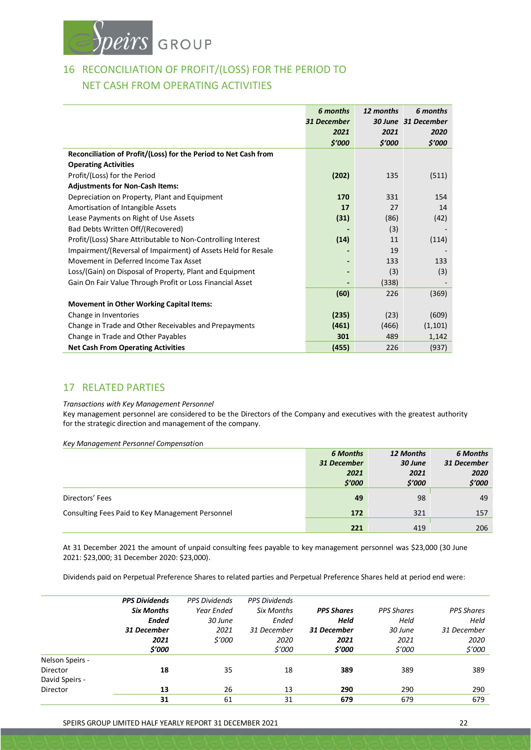## 16 RECONCILIATION OF PROFIT/(LOSS) FOR THE PERIOD TO NET CASH FROM OPERATING ACTIVITIES

| | ***6 months 31 December 2021 $'000*** | ***12 months 30 June 2021 $'000*** | ***6 months 31 December 2020 $'000*** |
|---|---|---|---|
| **Reconciliation of Profit/(Loss) for the Period to Net Cash from Operating Activities** | | | |
| Profit/(Loss) for the Period | **(202)** | 135 | (511) |
| **Adjustments for Non-Cash Items:** | | | |
| Depreciation on Property, Plant and Equipment | **170** | 331 | 154 |
| Amortisation of Intangible Assets | **17** | 27 | 14 |
| Lease Payments on Right of Use Assets | **(31)** | (86) | (42) |
| Bad Debts Written Off/(Recovered) | **-** | (3) | - |
| Profit/(Loss) Share Attributable to Non-Controlling Interest | **(14)** | 11 | (114) |
| Impairment/(Reversal of Impairment) of Assets Held for Resale | **-** | 19 | - |
| Movement in Deferred Income Tax Asset | **-** | 133 | 133 |
| Loss/(Gain) on Disposal of Property, Plant and Equipment | **-** | (3) | (3) |
| Gain On Fair Value Through Profit or Loss Financial Asset | **-** | (338) | - |
| | **(60)** | 226 | (369) |
| **Movement in Other Working Capital Items:** | | | |
| Change in Inventories | **(235)** | (23) | (609) |
| Change in Trade and Other Receivables and Prepayments | **(461)** | (466) | (1,101) |
| Change in Trade and Other Payables | **301** | 489 | 1,142 |
| **Net Cash From Operating Activities** | **(455)** | 226 | (937) |

## 17 RELATED PARTIES

*Transactions with Key Management Personnel*

Key management personnel are considered to be the Directors of the Company and executives with the greatest authority for the strategic direction and management of the company.

*Key Management Personnel Compensation*

| | ***6 Months 31 December 2021 $'000*** | ***12 Months 30 June 2021 $'000*** | ***6 Months 31 December 2020 $'000*** |
|---|---|---|---|
| Directors' Fees | **49** | 98 | 49 |
| Consulting Fees Paid to Key Management Personnel | **172** | 321 | 157 |
| | **221** | 419 | 206 |

At 31 December 2021 the amount of unpaid consulting fees payable to key management personnel was $23,000 (30 June 2021: $23,000; 31 December 2020: $23,000).

Dividends paid on Perpetual Preference Shares to related parties and Perpetual Preference Shares held at period end were:

| | ***PPS Dividends Six Months Ended 31 December 2021 $'000*** | *PPS Dividends Year Ended 30 June 2021 $'000* | *PPS Dividends Six Months Ended 31 December 2020 $'000* | ***PPS Shares Held 31 December 2021 $'000*** | *PPS Shares Held 30 June 2021 $'000* | *PPS Shares Held 31 December 2020 $'000* |
|---|---|---|---|---|---|---|
| Nelson Speirs - Director | **18** | 35 | 18 | **389** | 389 | 389 |
| David Speirs - Director | **13** | 26 | 13 | **290** | 290 | 290 |
| | **31** | 61 | 31 | **679** | 679 | 679 |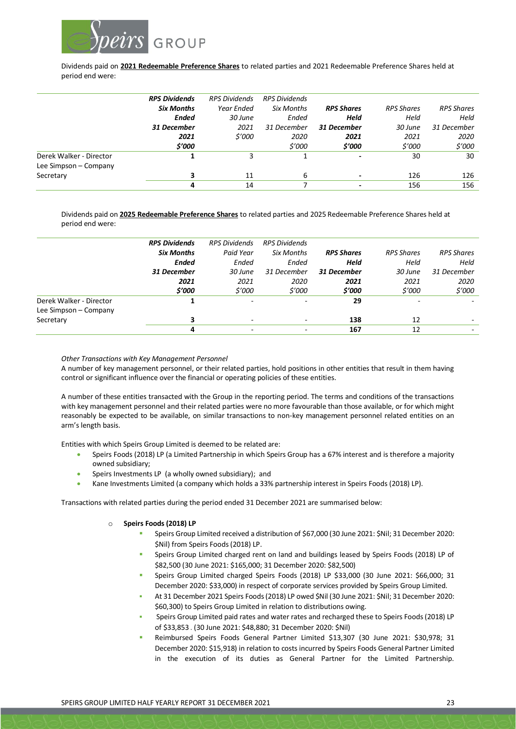Dividends paid on **2021 Redeemable Preference Shares** to related parties and 2021 Redeemable Preference Shares held at period end were:

| | ***RPS Dividends Six Months Ended 31 December 2021 $'000*** | *RPS Dividends Year Ended 30 June 2021 $'000* | *RPS Dividends Six Months Ended 31 December 2020 $'000* | ***RPS Shares Held 31 December 2021 $'000*** | *RPS Shares Held 30 June 2021 $'000* | *RPS Shares Held 31 December 2020 $'000* |
|---|---|---|---|---|---|---|
| Derek Walker - Director | **1** | 3 | 1 | **-** | 30 | 30 |
| Lee Simpson – Company Secretary | **3** | 11 | 6 | **-** | 126 | 126 |
| | **4** | 14 | 7 | **-** | 156 | 156 |

Dividends paid on **2025 Redeemable Preference Shares** to related parties and 2025 Redeemable Preference Shares held at period end were:

| | ***RPS Dividends Six Months Ended 31 December 2021 $'000*** | *RPS Dividends Paid Year Ended 30 June 2021 $'000* | *RPS Dividends Six Months Ended 31 December 2020 $'000* | ***RPS Shares Held 31 December 2021 $'000*** | *RPS Shares Held 30 June 2021 $'000* | *RPS Shares Held 31 December 2020 $'000* |
|---|---|---|---|---|---|---|
| Derek Walker - Director | **1** | - | - | **29** | - | - |
| Lee Simpson – Company Secretary | **3** | - | - | **138** | 12 | - |
| | **4** | - | - | **167** | 12 | - |

*Other Transactions with Key Management Personnel*

A number of key management personnel, or their related parties, hold positions in other entities that result in them having control or significant influence over the financial or operating policies of these entities.

A number of these entities transacted with the Group in the reporting period. The terms and conditions of the transactions with key management personnel and their related parties were no more favourable than those available, or for which might reasonably be expected to be available, on similar transactions to non-key management personnel related entities on an arm's length basis.

Entities with which Speirs Group Limited is deemed to be related are:

- Speirs Foods (2018) LP (a Limited Partnership in which Speirs Group has a 67% interest and is therefore a majority owned subsidiary;
- Speirs Investments LP (a wholly owned subsidiary); and
- Kane Investments Limited (a company which holds a 33% partnership interest in Speirs Foods (2018) LP).

Transactions with related parties during the period ended 31 December 2021 are summarised below:

- **Speirs Foods (2018) LP**
  - Speirs Group Limited received a distribution of $67,000 (30 June 2021: $Nil; 31 December 2020: $Nil) from Speirs Foods (2018) LP.
  - Speirs Group Limited charged rent on land and buildings leased by Speirs Foods (2018) LP of $82,500 (30 June 2021: $165,000; 31 December 2020: $82,500)
  - Speirs Group Limited charged Speirs Foods (2018) LP $33,000 (30 June 2021: $66,000; 31 December 2020: $33,000) in respect of corporate services provided by Speirs Group Limited.
  - At 31 December 2021 Speirs Foods (2018) LP owed $Nil (30 June 2021: $Nil; 31 December 2020: $60,300) to Speirs Group Limited in relation to distributions owing.
  - Speirs Group Limited paid rates and water rates and recharged these to Speirs Foods (2018) LP of $33,853 . (30 June 2021: $48,880; 31 December 2020: $Nil)
  - Reimbursed Speirs Foods General Partner Limited $13,307 (30 June 2021: $30,978; 31 December 2020: $15,918) in relation to costs incurred by Speirs Foods General Partner Limited in the execution of its duties as General Partner for the Limited Partnership.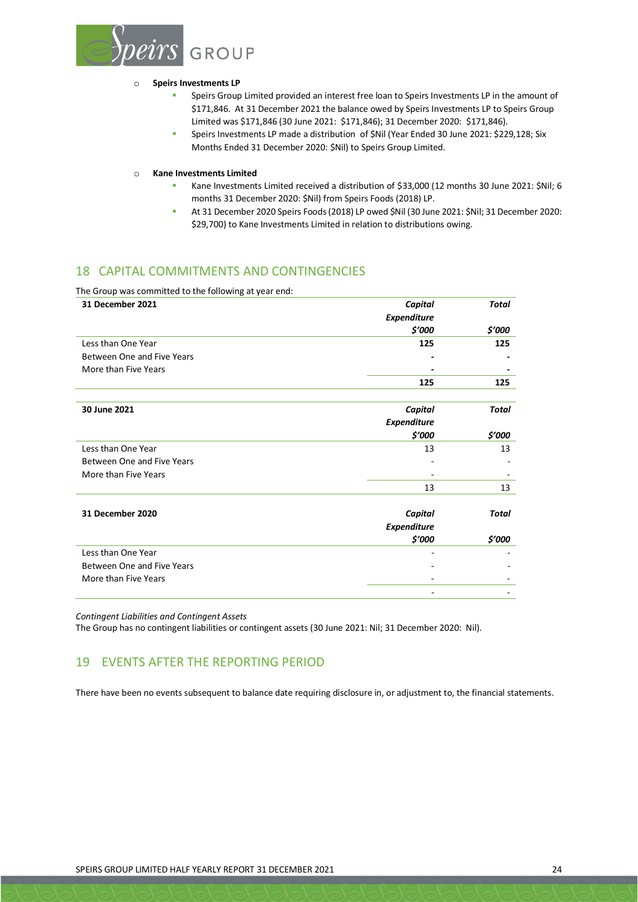- **Speirs Investments LP**
  - Speirs Group Limited provided an interest free loan to Speirs Investments LP in the amount of $171,846. At 31 December 2021 the balance owed by Speirs Investments LP to Speirs Group Limited was $171,846 (30 June 2021: $171,846); 31 December 2020: $171,846).
  - Speirs Investments LP made a distribution of $Nil (Year Ended 30 June 2021: $229,128; Six Months Ended 31 December 2020: $Nil) to Speirs Group Limited.

- **Kane Investments Limited**
  - Kane Investments Limited received a distribution of $33,000 (12 months 30 June 2021: $Nil; 6 months 31 December 2020: $Nil) from Speirs Foods (2018) LP.
  - At 31 December 2020 Speirs Foods (2018) LP owed $Nil (30 June 2021: $Nil; 31 December 2020: $29,700) to Kane Investments Limited in relation to distributions owing.

## 18 CAPITAL COMMITMENTS AND CONTINGENCIES

The Group was committed to the following at year end:

| 31 December 2021 | *Capital Expenditure* *$'000* | *Total* *$'000* |
|---|---|---|
| Less than One Year | **125** | **125** |
| Between One and Five Years | **-** | **-** |
| More than Five Years | **-** | **-** |
| | **125** | **125** |

| 30 June 2021 | *Capital Expenditure* *$'000* | *Total* *$'000* |
|---|---|---|
| Less than One Year | 13 | 13 |
| Between One and Five Years | - | - |
| More than Five Years | - | - |
| | 13 | 13 |

| 31 December 2020 | *Capital Expenditure* *$'000* | *Total* *$'000* |
|---|---|---|
| Less than One Year | - | - |
| Between One and Five Years | - | - |
| More than Five Years | - | - |
| | - | - |

*Contingent Liabilities and Contingent Assets*

The Group has no contingent liabilities or contingent assets (30 June 2021: Nil; 31 December 2020: Nil).

## 19 EVENTS AFTER THE REPORTING PERIOD

There have been no events subsequent to balance date requiring disclosure in, or adjustment to, the financial statements.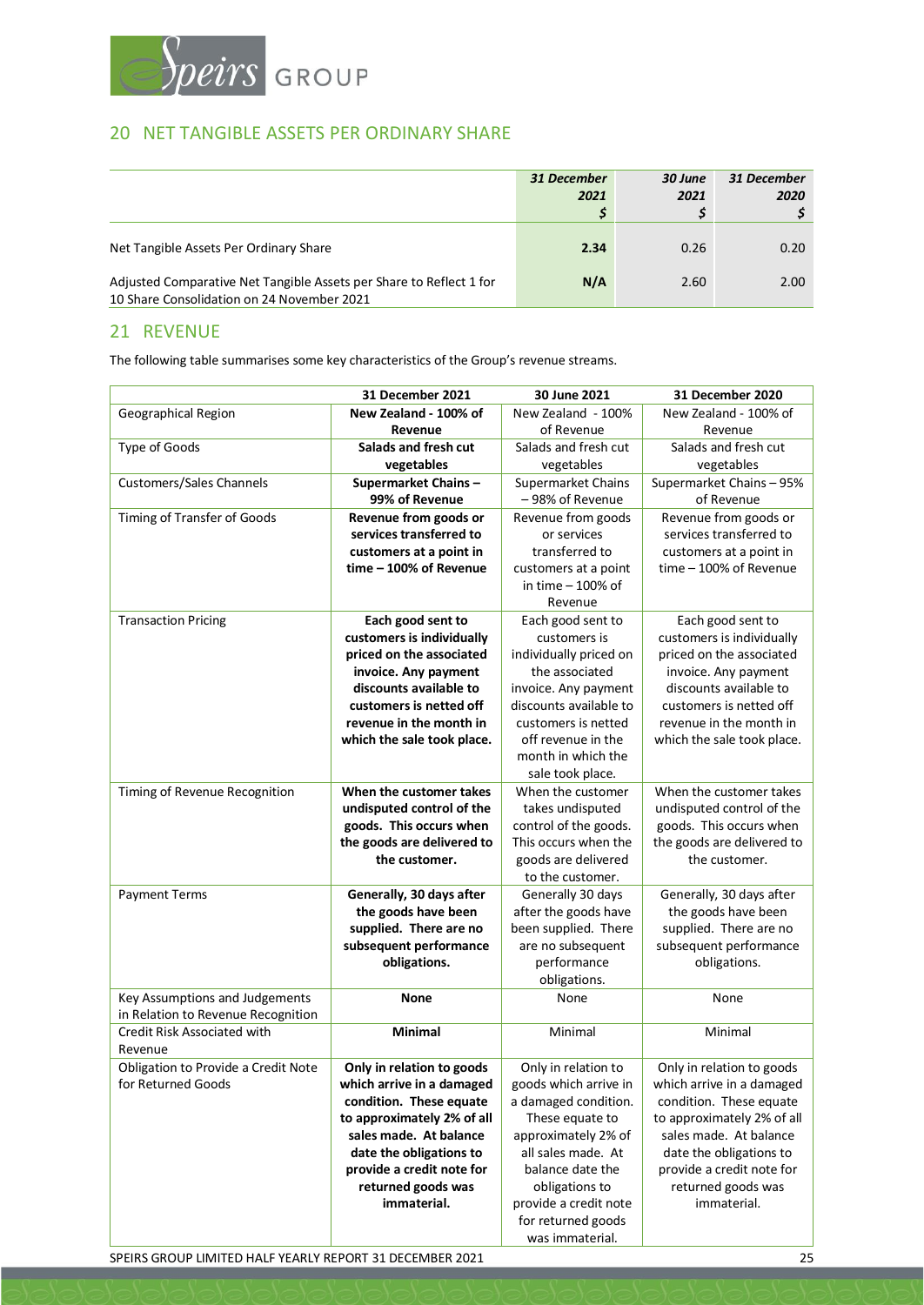## 20 NET TANGIBLE ASSETS PER ORDINARY SHARE

| | **31 December 2021 $** | **30 June 2021 $** | **31 December 2020 $** |
|---|---|---|---|
| Net Tangible Assets Per Ordinary Share | **2.34** | 0.26 | 0.20 |
| Adjusted Comparative Net Tangible Assets per Share to Reflect 1 for 10 Share Consolidation on 24 November 2021 | **N/A** | 2.60 | 2.00 |

## 21 REVENUE

The following table summarises some key characteristics of the Group's revenue streams.

| | **31 December 2021** | **30 June 2021** | **31 December 2020** |
|---|---|---|---|
| Geographical Region | **New Zealand - 100% of Revenue** | New Zealand - 100% of Revenue | New Zealand - 100% of Revenue |
| Type of Goods | **Salads and fresh cut vegetables** | Salads and fresh cut vegetables | Salads and fresh cut vegetables |
| Customers/Sales Channels | **Supermarket Chains – 99% of Revenue** | Supermarket Chains – 98% of Revenue | Supermarket Chains – 95% of Revenue |
| Timing of Transfer of Goods | **Revenue from goods or services transferred to customers at a point in time – 100% of Revenue** | Revenue from goods or services transferred to customers at a point in time – 100% of Revenue | Revenue from goods or services transferred to customers at a point in time – 100% of Revenue |
| Transaction Pricing | **Each good sent to customers is individually priced on the associated invoice. Any payment discounts available to customers is netted off revenue in the month in which the sale took place.** | Each good sent to customers is individually priced on the associated invoice. Any payment discounts available to customers is netted off revenue in the month in which the sale took place. | Each good sent to customers is individually priced on the associated invoice. Any payment discounts available to customers is netted off revenue in the month in which the sale took place. |
| Timing of Revenue Recognition | **When the customer takes undisputed control of the goods. This occurs when the goods are delivered to the customer.** | When the customer takes undisputed control of the goods. This occurs when the goods are delivered to the customer. | When the customer takes undisputed control of the goods. This occurs when the goods are delivered to the customer. |
| Payment Terms | **Generally, 30 days after the goods have been supplied. There are no subsequent performance obligations.** | Generally 30 days after the goods have been supplied. There are no subsequent performance obligations. | Generally, 30 days after the goods have been supplied. There are no subsequent performance obligations. |
| Key Assumptions and Judgements in Relation to Revenue Recognition | **None** | None | None |
| Credit Risk Associated with Revenue | **Minimal** | Minimal | Minimal |
| Obligation to Provide a Credit Note for Returned Goods | **Only in relation to goods which arrive in a damaged condition. These equate to approximately 2% of all sales made. At balance date the obligations to provide a credit note for returned goods was immaterial.** | Only in relation to goods which arrive in a damaged condition. These equate to approximately 2% of all sales made. At balance date the obligations to provide a credit note for returned goods was immaterial. | Only in relation to goods which arrive in a damaged condition. These equate to approximately 2% of all sales made. At balance date the obligations to provide a credit note for returned goods was immaterial. |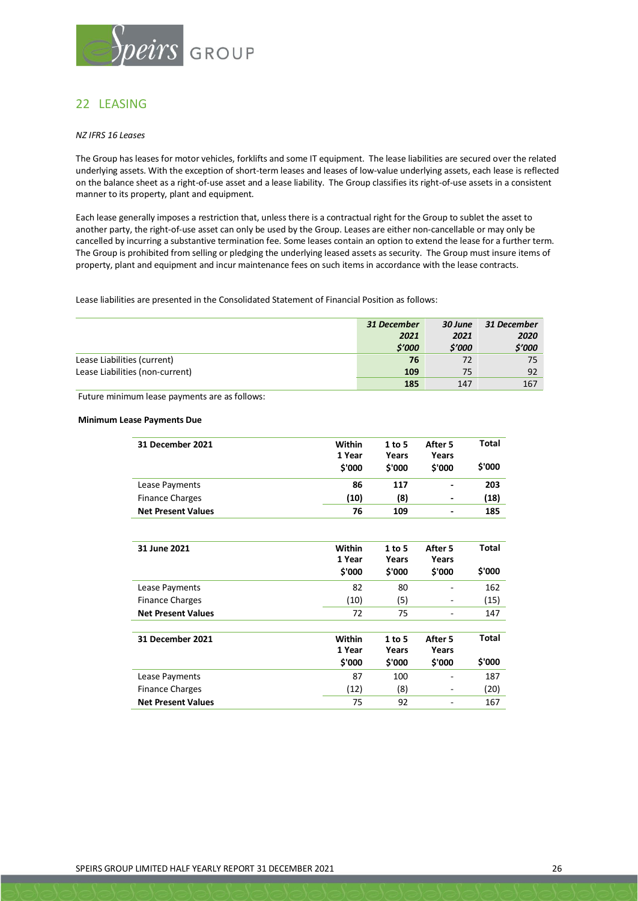## 22 LEASING

*NZ IFRS 16 Leases*

The Group has leases for motor vehicles, forklifts and some IT equipment. The lease liabilities are secured over the related underlying assets. With the exception of short-term leases and leases of low-value underlying assets, each lease is reflected on the balance sheet as a right-of-use asset and a lease liability. The Group classifies its right-of-use assets in a consistent manner to its property, plant and equipment.

Each lease generally imposes a restriction that, unless there is a contractual right for the Group to sublet the asset to another party, the right-of-use asset can only be used by the Group. Leases are either non-cancellable or may only be cancelled by incurring a substantive termination fee. Some leases contain an option to extend the lease for a further term. The Group is prohibited from selling or pledging the underlying leased assets as security. The Group must insure items of property, plant and equipment and incur maintenance fees on such items in accordance with the lease contracts.

Lease liabilities are presented in the Consolidated Statement of Financial Position as follows:

| | *31 December 2021 $'000* | *30 June 2021 $'000* | *31 December 2020 $'000* |
|---|---|---|---|
| Lease Liabilities (current) | **76** | 72 | 75 |
| Lease Liabilities (non-current) | **109** | 75 | 92 |
| | **185** | 147 | 167 |

Future minimum lease payments are as follows:

**Minimum Lease Payments Due**

| **31 December 2021** | **Within 1 Year $'000** | **1 to 5 Years $'000** | **After 5 Years $'000** | **Total $'000** |
|---|---|---|---|---|
| Lease Payments | **86** | **117** | **-** | **203** |
| Finance Charges | **(10)** | **(8)** | **-** | **(18)** |
| **Net Present Values** | **76** | **109** | **-** | **185** |

| **31 June 2021** | **Within 1 Year $'000** | **1 to 5 Years $'000** | **After 5 Years $'000** | **Total $'000** |
|---|---|---|---|---|
| Lease Payments | 82 | 80 | - | 162 |
| Finance Charges | (10) | (5) | - | (15) |
| **Net Present Values** | 72 | 75 | - | 147 |

| **31 December 2021** | **Within 1 Year $'000** | **1 to 5 Years $'000** | **After 5 Years $'000** | **Total $'000** |
|---|---|---|---|---|
| Lease Payments | 87 | 100 | - | 187 |
| Finance Charges | (12) | (8) | - | (20) |
| **Net Present Values** | 75 | 92 | - | 167 |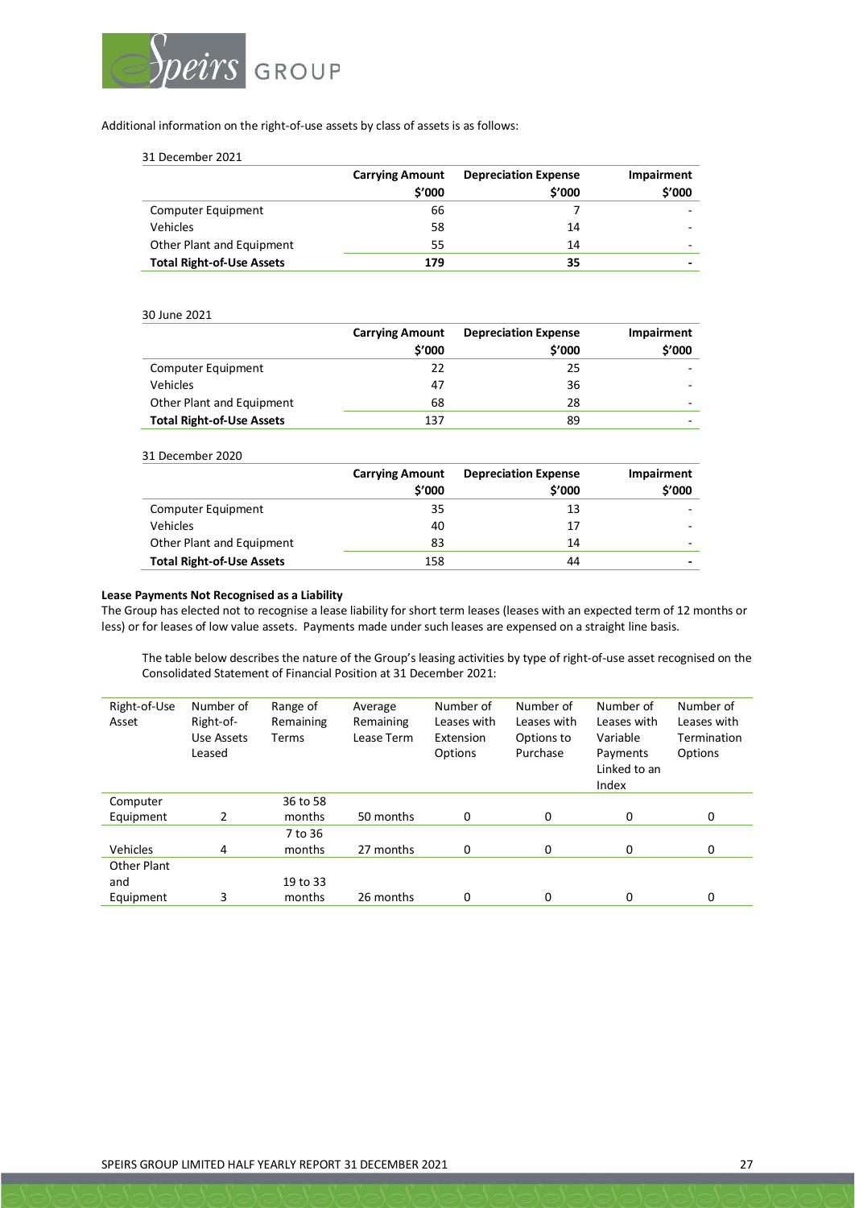Additional information on the right-of-use assets by class of assets is as follows:

31 December 2021

| | Carrying Amount $'000 | Depreciation Expense $'000 | Impairment $'000 |
|---|---|---|---|
| Computer Equipment | 66 | 7 | - |
| Vehicles | 58 | 14 | - |
| Other Plant and Equipment | 55 | 14 | - |
| **Total Right-of-Use Assets** | **179** | **35** | **-** |

30 June 2021

| | Carrying Amount $'000 | Depreciation Expense $'000 | Impairment $'000 |
|---|---|---|---|
| Computer Equipment | 22 | 25 | - |
| Vehicles | 47 | 36 | - |
| Other Plant and Equipment | 68 | 28 | - |
| **Total Right-of-Use Assets** | 137 | 89 | - |

31 December 2020

| | Carrying Amount $'000 | Depreciation Expense $'000 | Impairment $'000 |
|---|---|---|---|
| Computer Equipment | 35 | 13 | - |
| Vehicles | 40 | 17 | - |
| Other Plant and Equipment | 83 | 14 | - |
| **Total Right-of-Use Assets** | 158 | 44 | **-** |

**Lease Payments Not Recognised as a Liability**

The Group has elected not to recognise a lease liability for short term leases (leases with an expected term of 12 months or less) or for leases of low value assets. Payments made under such leases are expensed on a straight line basis.

The table below describes the nature of the Group's leasing activities by type of right-of-use asset recognised on the Consolidated Statement of Financial Position at 31 December 2021:

| Right-of-Use Asset | Number of Right-of-Use Assets Leased | Range of Remaining Terms | Average Remaining Lease Term | Number of Leases with Extension Options | Number of Leases with Options to Purchase | Number of Leases with Variable Payments Linked to an Index | Number of Leases with Termination Options |
|---|---|---|---|---|---|---|---|
| Computer Equipment | 2 | 36 to 58 months | 50 months | 0 | 0 | 0 | 0 |
| Vehicles | 4 | 7 to 36 months | 27 months | 0 | 0 | 0 | 0 |
| Other Plant and Equipment | 3 | 19 to 33 months | 26 months | 0 | 0 | 0 | 0 |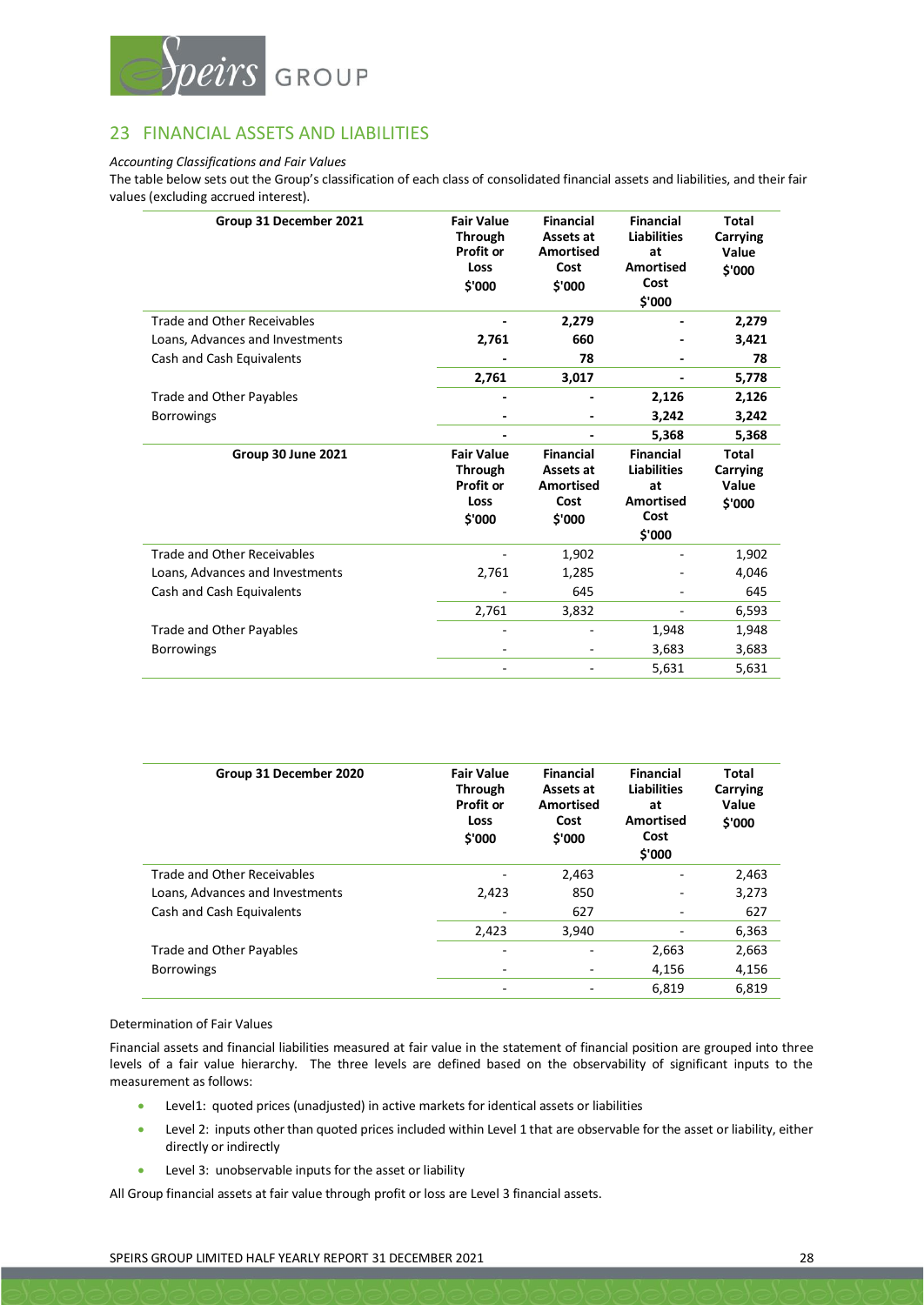## 23 FINANCIAL ASSETS AND LIABILITIES

*Accounting Classifications and Fair Values*

The table below sets out the Group's classification of each class of consolidated financial assets and liabilities, and their fair values (excluding accrued interest).

| Group 31 December 2021 | Fair Value Through Profit or Loss $'000 | Financial Assets at Amortised Cost $'000 | Financial Liabilities at Amortised Cost $'000 | Total Carrying Value $'000 |
|---|---|---|---|---|
| Trade and Other Receivables | **-** | **2,279** | **-** | **2,279** |
| Loans, Advances and Investments | **2,761** | **660** | **-** | **3,421** |
| Cash and Cash Equivalents | **-** | **78** | **-** | **78** |
| | **2,761** | **3,017** | **-** | **5,778** |
| Trade and Other Payables | **-** | **-** | **2,126** | **2,126** |
| Borrowings | **-** | **-** | **3,242** | **3,242** |
| | **-** | **-** | **5,368** | **5,368** |

| Group 30 June 2021 | Fair Value Through Profit or Loss $'000 | Financial Assets at Amortised Cost $'000 | Financial Liabilities at Amortised Cost $'000 | Total Carrying Value $'000 |
|---|---|---|---|---|
| Trade and Other Receivables | - | 1,902 | - | 1,902 |
| Loans, Advances and Investments | 2,761 | 1,285 | - | 4,046 |
| Cash and Cash Equivalents | - | 645 | - | 645 |
| | 2,761 | 3,832 | - | 6,593 |
| Trade and Other Payables | - | - | 1,948 | 1,948 |
| Borrowings | - | - | 3,683 | 3,683 |
| | - | - | 5,631 | 5,631 |

| Group 31 December 2020 | Fair Value Through Profit or Loss $'000 | Financial Assets at Amortised Cost $'000 | Financial Liabilities at Amortised Cost $'000 | Total Carrying Value $'000 |
|---|---|---|---|---|
| Trade and Other Receivables | - | 2,463 | - | 2,463 |
| Loans, Advances and Investments | 2,423 | 850 | - | 3,273 |
| Cash and Cash Equivalents | - | 627 | - | 627 |
| | 2,423 | 3,940 | - | 6,363 |
| Trade and Other Payables | - | - | 2,663 | 2,663 |
| Borrowings | - | - | 4,156 | 4,156 |
| | - | - | 6,819 | 6,819 |

Determination of Fair Values

Financial assets and financial liabilities measured at fair value in the statement of financial position are grouped into three levels of a fair value hierarchy. The three levels are defined based on the observability of significant inputs to the measurement as follows:

- Level1: quoted prices (unadjusted) in active markets for identical assets or liabilities
- Level 2: inputs other than quoted prices included within Level 1 that are observable for the asset or liability, either directly or indirectly
- Level 3: unobservable inputs for the asset or liability

All Group financial assets at fair value through profit or loss are Level 3 financial assets.